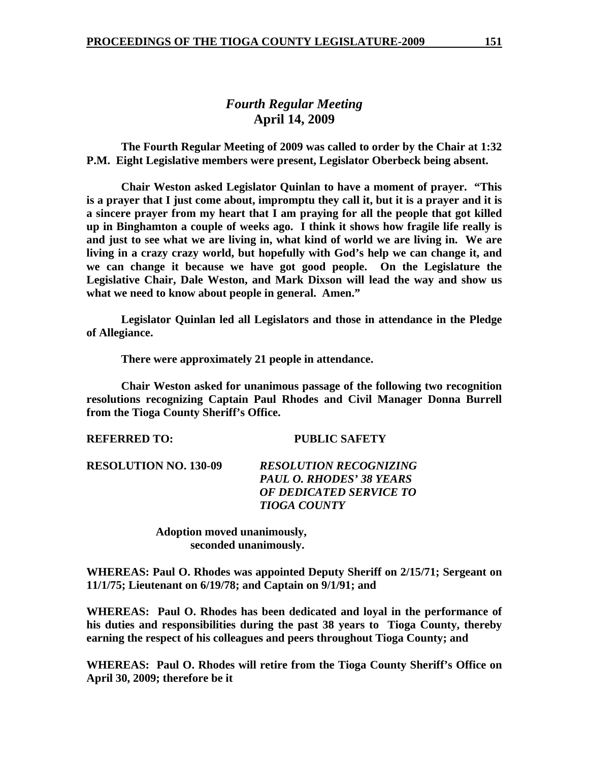## *Fourth Regular Meeting*
## April 14, 2009

**The Fourth Regular Meeting of 2009 was called to order by the Chair at 1:32 P.M. Eight Legislative members were present, Legislator Oberbeck being absent.**

**Chair Weston asked Legislator Quinlan to have a moment of prayer. "This is a prayer that I just come about, impromptu they call it, but it is a prayer and it is a sincere prayer from my heart that I am praying for all the people that got killed up in Binghamton a couple of weeks ago. I think it shows how fragile life really is and just to see what we are living in, what kind of world we are living in. We are living in a crazy crazy world, but hopefully with God's help we can change it, and we can change it because we have got good people. On the Legislature the Legislative Chair, Dale Weston, and Mark Dixson will lead the way and show us what we need to know about people in general. Amen."**

**Legislator Quinlan led all Legislators and those in attendance in the Pledge of Allegiance.**

**There were approximately 21 people in attendance.**

**Chair Weston asked for unanimous passage of the following two recognition resolutions recognizing Captain Paul Rhodes and Civil Manager Donna Burrell from the Tioga County Sheriff's Office.**

**REFERRED TO: PUBLIC SAFETY**

**RESOLUTION NO. 130-09** ***RESOLUTION RECOGNIZING PAUL O. RHODES' 38 YEARS OF DEDICATED SERVICE TO TIOGA COUNTY***

**Adoption moved unanimously, seconded unanimously.**

**WHEREAS: Paul O. Rhodes was appointed Deputy Sheriff on 2/15/71; Sergeant on 11/1/75; Lieutenant on 6/19/78; and Captain on 9/1/91; and**

**WHEREAS: Paul O. Rhodes has been dedicated and loyal in the performance of his duties and responsibilities during the past 38 years to Tioga County, thereby earning the respect of his colleagues and peers throughout Tioga County; and**

**WHEREAS: Paul O. Rhodes will retire from the Tioga County Sheriff's Office on April 30, 2009; therefore be it**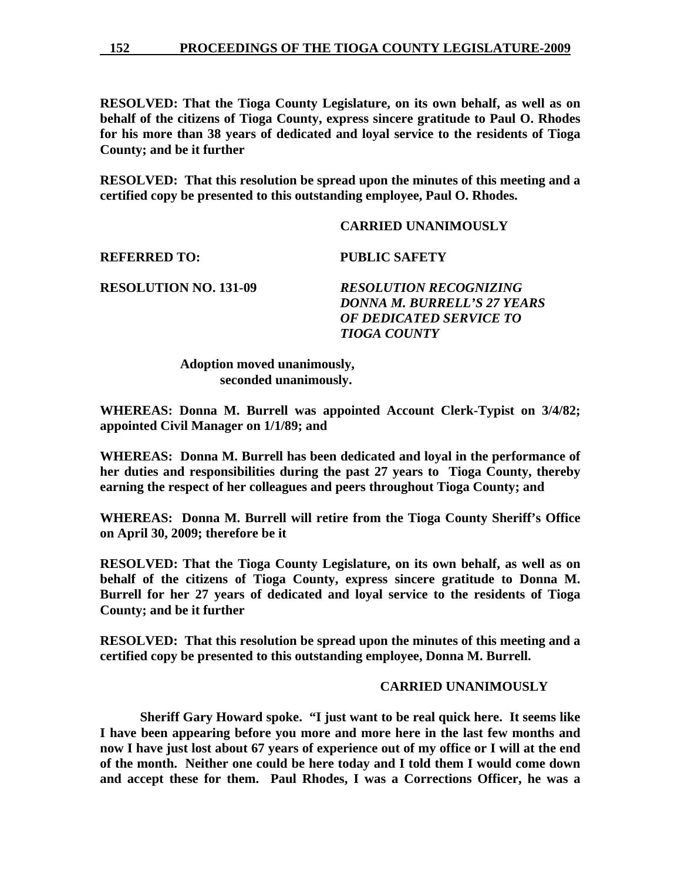**RESOLVED: That the Tioga County Legislature, on its own behalf, as well as on behalf of the citizens of Tioga County, express sincere gratitude to Paul O. Rhodes for his more than 38 years of dedicated and loyal service to the residents of Tioga County; and be it further**

**RESOLVED: That this resolution be spread upon the minutes of this meeting and a certified copy be presented to this outstanding employee, Paul O. Rhodes.**

**CARRIED UNANIMOUSLY**

**REFERRED TO:** **PUBLIC SAFETY**

**RESOLUTION NO. 131-09** ***RESOLUTION RECOGNIZING DONNA M. BURRELL'S 27 YEARS OF DEDICATED SERVICE TO TIOGA COUNTY***

**Adoption moved unanimously, seconded unanimously.**

**WHEREAS: Donna M. Burrell was appointed Account Clerk-Typist on 3/4/82; appointed Civil Manager on 1/1/89; and**

**WHEREAS: Donna M. Burrell has been dedicated and loyal in the performance of her duties and responsibilities during the past 27 years to Tioga County, thereby earning the respect of her colleagues and peers throughout Tioga County; and**

**WHEREAS: Donna M. Burrell will retire from the Tioga County Sheriff's Office on April 30, 2009; therefore be it**

**RESOLVED: That the Tioga County Legislature, on its own behalf, as well as on behalf of the citizens of Tioga County, express sincere gratitude to Donna M. Burrell for her 27 years of dedicated and loyal service to the residents of Tioga County; and be it further**

**RESOLVED: That this resolution be spread upon the minutes of this meeting and a certified copy be presented to this outstanding employee, Donna M. Burrell.**

**CARRIED UNANIMOUSLY**

**Sheriff Gary Howard spoke. "I just want to be real quick here. It seems like I have been appearing before you more and more here in the last few months and now I have just lost about 67 years of experience out of my office or I will at the end of the month. Neither one could be here today and I told them I would come down and accept these for them. Paul Rhodes, I was a Corrections Officer, he was a**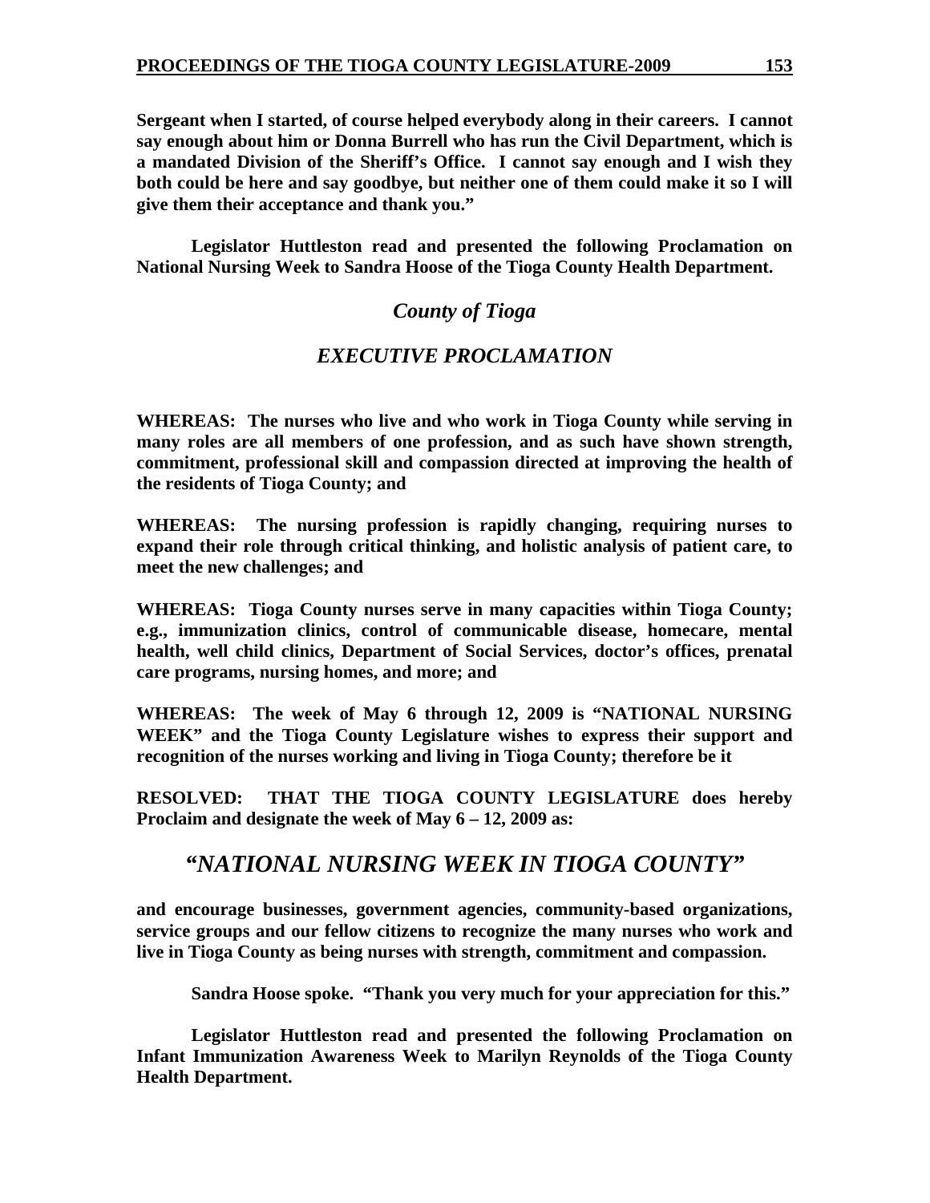**Sergeant when I started, of course helped everybody along in their careers. I cannot say enough about him or Donna Burrell who has run the Civil Department, which is a mandated Division of the Sheriff's Office. I cannot say enough and I wish they both could be here and say goodbye, but neither one of them could make it so I will give them their acceptance and thank you."**

**Legislator Huttleston read and presented the following Proclamation on National Nursing Week to Sandra Hoose of the Tioga County Health Department.**

## *County of Tioga*

## *EXECUTIVE PROCLAMATION*

**WHEREAS: The nurses who live and who work in Tioga County while serving in many roles are all members of one profession, and as such have shown strength, commitment, professional skill and compassion directed at improving the health of the residents of Tioga County; and**

**WHEREAS: The nursing profession is rapidly changing, requiring nurses to expand their role through critical thinking, and holistic analysis of patient care, to meet the new challenges; and**

**WHEREAS: Tioga County nurses serve in many capacities within Tioga County; e.g., immunization clinics, control of communicable disease, homecare, mental health, well child clinics, Department of Social Services, doctor's offices, prenatal care programs, nursing homes, and more; and**

**WHEREAS: The week of May 6 through 12, 2009 is "NATIONAL NURSING WEEK" and the Tioga County Legislature wishes to express their support and recognition of the nurses working and living in Tioga County; therefore be it**

**RESOLVED: THAT THE TIOGA COUNTY LEGISLATURE does hereby Proclaim and designate the week of May 6 – 12, 2009 as:**

## *"NATIONAL NURSING WEEK IN TIOGA COUNTY"*

**and encourage businesses, government agencies, community-based organizations, service groups and our fellow citizens to recognize the many nurses who work and live in Tioga County as being nurses with strength, commitment and compassion.**

**Sandra Hoose spoke. "Thank you very much for your appreciation for this."**

**Legislator Huttleston read and presented the following Proclamation on Infant Immunization Awareness Week to Marilyn Reynolds of the Tioga County Health Department.**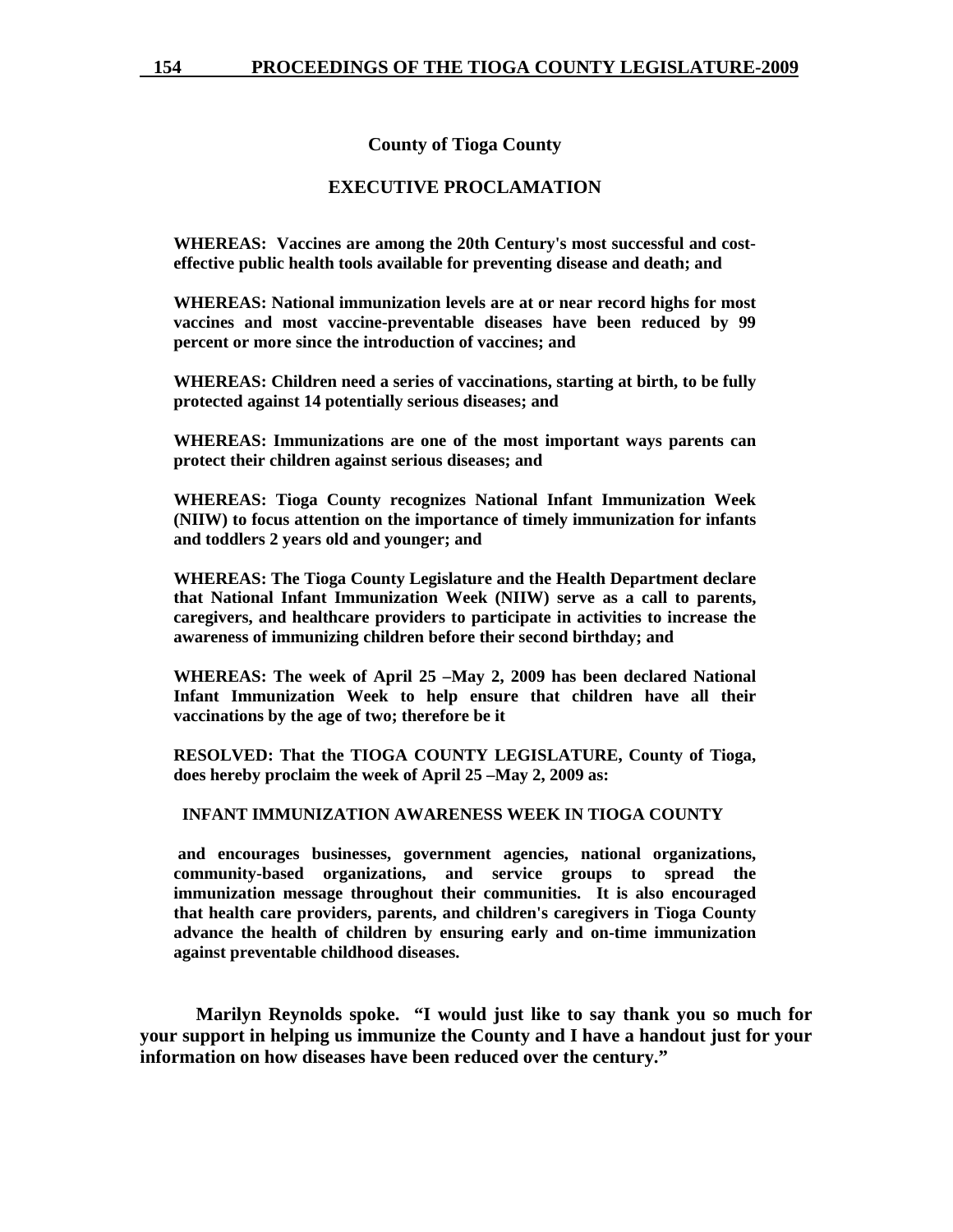**County of Tioga County**

**EXECUTIVE PROCLAMATION**

**WHEREAS: Vaccines are among the 20th Century's most successful and cost-effective public health tools available for preventing disease and death; and**

**WHEREAS: National immunization levels are at or near record highs for most vaccines and most vaccine-preventable diseases have been reduced by 99 percent or more since the introduction of vaccines; and**

**WHEREAS: Children need a series of vaccinations, starting at birth, to be fully protected against 14 potentially serious diseases; and**

**WHEREAS: Immunizations are one of the most important ways parents can protect their children against serious diseases; and**

**WHEREAS: Tioga County recognizes National Infant Immunization Week (NIIW) to focus attention on the importance of timely immunization for infants and toddlers 2 years old and younger; and**

**WHEREAS: The Tioga County Legislature and the Health Department declare that National Infant Immunization Week (NIIW) serve as a call to parents, caregivers, and healthcare providers to participate in activities to increase the awareness of immunizing children before their second birthday; and**

**WHEREAS: The week of April 25 –May 2, 2009 has been declared National Infant Immunization Week to help ensure that children have all their vaccinations by the age of two; therefore be it**

**RESOLVED: That the TIOGA COUNTY LEGISLATURE, County of Tioga, does hereby proclaim the week of April 25 –May 2, 2009 as:**

**INFANT IMMUNIZATION AWARENESS WEEK IN TIOGA COUNTY**

**and encourages businesses, government agencies, national organizations, community-based organizations, and service groups to spread the immunization message throughout their communities. It is also encouraged that health care providers, parents, and children's caregivers in Tioga County advance the health of children by ensuring early and on-time immunization against preventable childhood diseases.**

**Marilyn Reynolds spoke. "I would just like to say thank you so much for your support in helping us immunize the County and I have a handout just for your information on how diseases have been reduced over the century."**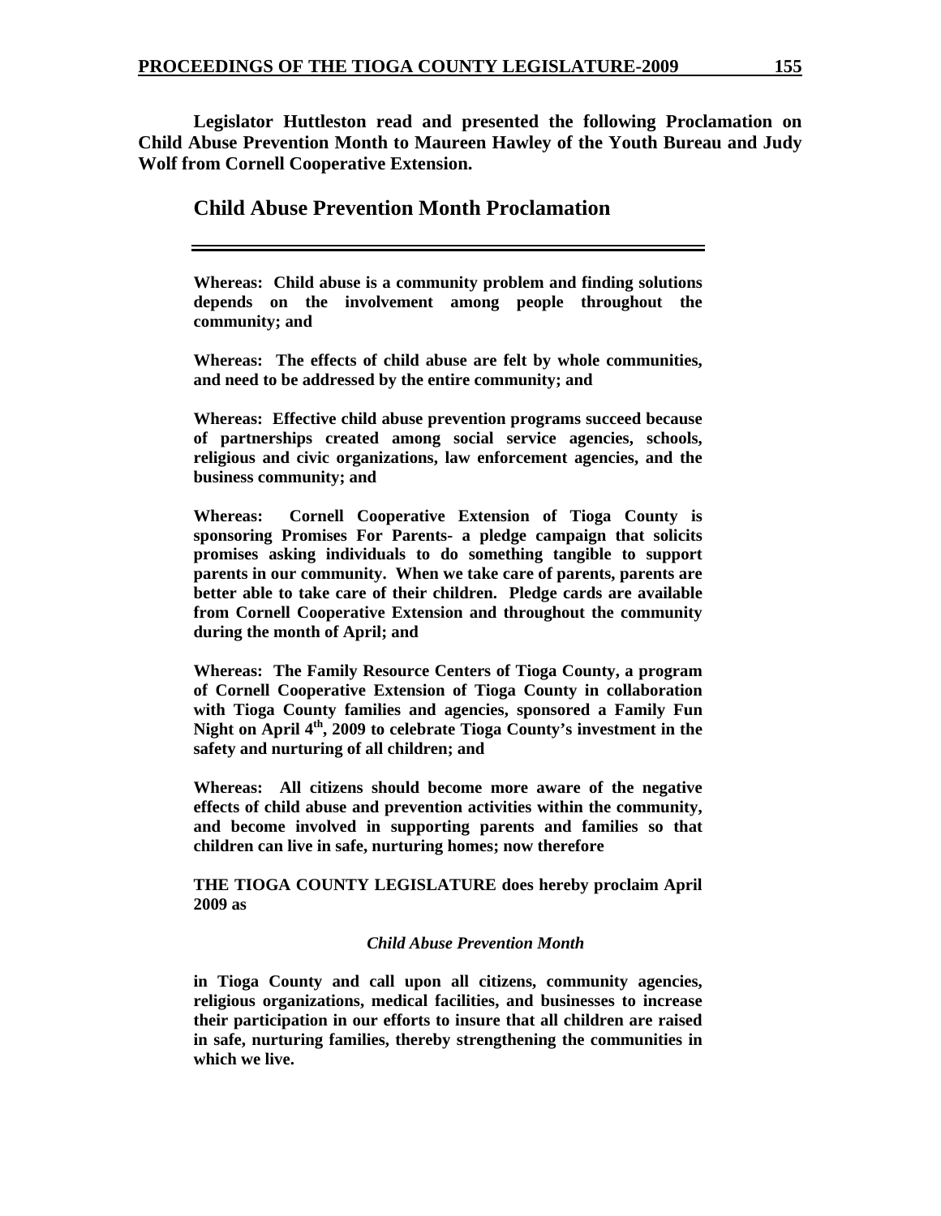**Legislator Huttleston read and presented the following Proclamation on Child Abuse Prevention Month to Maureen Hawley of the Youth Bureau and Judy Wolf from Cornell Cooperative Extension.**

## Child Abuse Prevention Month Proclamation

---

**Whereas: Child abuse is a community problem and finding solutions depends on the involvement among people throughout the community; and**

**Whereas: The effects of child abuse are felt by whole communities, and need to be addressed by the entire community; and**

**Whereas: Effective child abuse prevention programs succeed because of partnerships created among social service agencies, schools, religious and civic organizations, law enforcement agencies, and the business community; and**

**Whereas: Cornell Cooperative Extension of Tioga County is sponsoring Promises For Parents- a pledge campaign that solicits promises asking individuals to do something tangible to support parents in our community. When we take care of parents, parents are better able to take care of their children. Pledge cards are available from Cornell Cooperative Extension and throughout the community during the month of April; and**

**Whereas: The Family Resource Centers of Tioga County, a program of Cornell Cooperative Extension of Tioga County in collaboration with Tioga County families and agencies, sponsored a Family Fun Night on April 4th, 2009 to celebrate Tioga County's investment in the safety and nurturing of all children; and**

**Whereas: All citizens should become more aware of the negative effects of child abuse and prevention activities within the community, and become involved in supporting parents and families so that children can live in safe, nurturing homes; now therefore**

**THE TIOGA COUNTY LEGISLATURE does hereby proclaim April 2009 as**

***Child Abuse Prevention Month***

**in Tioga County and call upon all citizens, community agencies, religious organizations, medical facilities, and businesses to increase their participation in our efforts to insure that all children are raised in safe, nurturing families, thereby strengthening the communities in which we live.**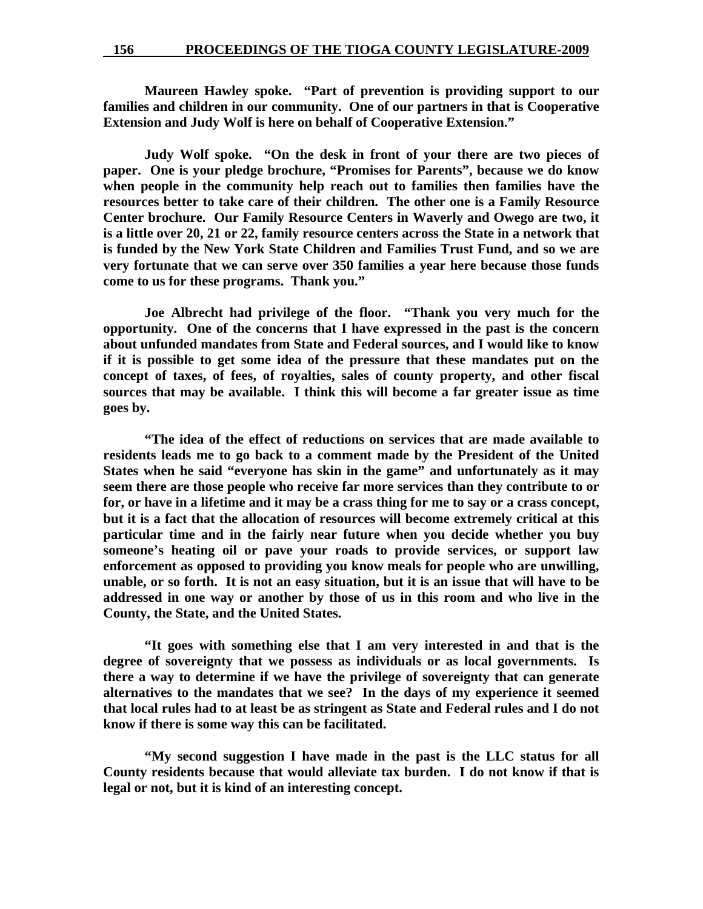**Maureen Hawley spoke. "Part of prevention is providing support to our families and children in our community. One of our partners in that is Cooperative Extension and Judy Wolf is here on behalf of Cooperative Extension."**

**Judy Wolf spoke. "On the desk in front of your there are two pieces of paper. One is your pledge brochure, "Promises for Parents", because we do know when people in the community help reach out to families then families have the resources better to take care of their children. The other one is a Family Resource Center brochure. Our Family Resource Centers in Waverly and Owego are two, it is a little over 20, 21 or 22, family resource centers across the State in a network that is funded by the New York State Children and Families Trust Fund, and so we are very fortunate that we can serve over 350 families a year here because those funds come to us for these programs. Thank you."**

**Joe Albrecht had privilege of the floor. "Thank you very much for the opportunity. One of the concerns that I have expressed in the past is the concern about unfunded mandates from State and Federal sources, and I would like to know if it is possible to get some idea of the pressure that these mandates put on the concept of taxes, of fees, of royalties, sales of county property, and other fiscal sources that may be available. I think this will become a far greater issue as time goes by.**

**"The idea of the effect of reductions on services that are made available to residents leads me to go back to a comment made by the President of the United States when he said "everyone has skin in the game" and unfortunately as it may seem there are those people who receive far more services than they contribute to or for, or have in a lifetime and it may be a crass thing for me to say or a crass concept, but it is a fact that the allocation of resources will become extremely critical at this particular time and in the fairly near future when you decide whether you buy someone's heating oil or pave your roads to provide services, or support law enforcement as opposed to providing you know meals for people who are unwilling, unable, or so forth. It is not an easy situation, but it is an issue that will have to be addressed in one way or another by those of us in this room and who live in the County, the State, and the United States.**

**"It goes with something else that I am very interested in and that is the degree of sovereignty that we possess as individuals or as local governments. Is there a way to determine if we have the privilege of sovereignty that can generate alternatives to the mandates that we see? In the days of my experience it seemed that local rules had to at least be as stringent as State and Federal rules and I do not know if there is some way this can be facilitated.**

**"My second suggestion I have made in the past is the LLC status for all County residents because that would alleviate tax burden. I do not know if that is legal or not, but it is kind of an interesting concept.**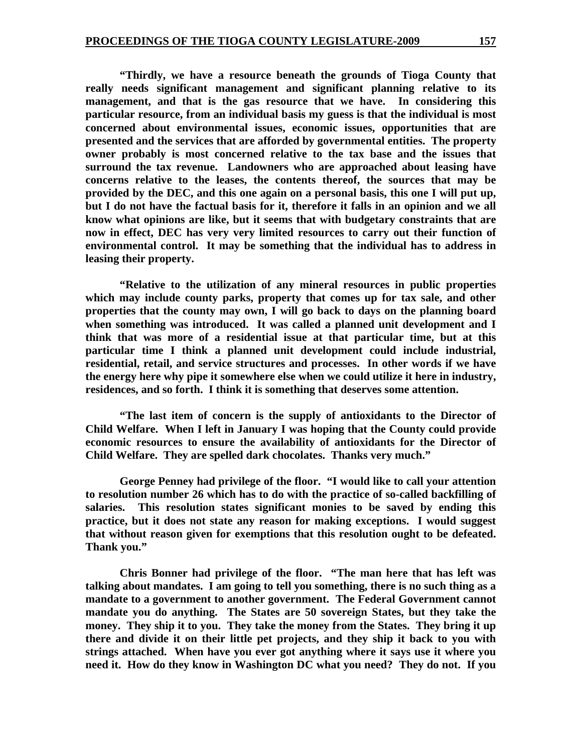**"Thirdly, we have a resource beneath the grounds of Tioga County that really needs significant management and significant planning relative to its management, and that is the gas resource that we have. In considering this particular resource, from an individual basis my guess is that the individual is most concerned about environmental issues, economic issues, opportunities that are presented and the services that are afforded by governmental entities. The property owner probably is most concerned relative to the tax base and the issues that surround the tax revenue. Landowners who are approached about leasing have concerns relative to the leases, the contents thereof, the sources that may be provided by the DEC, and this one again on a personal basis, this one I will put up, but I do not have the factual basis for it, therefore it falls in an opinion and we all know what opinions are like, but it seems that with budgetary constraints that are now in effect, DEC has very very limited resources to carry out their function of environmental control. It may be something that the individual has to address in leasing their property.**

**"Relative to the utilization of any mineral resources in public properties which may include county parks, property that comes up for tax sale, and other properties that the county may own, I will go back to days on the planning board when something was introduced. It was called a planned unit development and I think that was more of a residential issue at that particular time, but at this particular time I think a planned unit development could include industrial, residential, retail, and service structures and processes. In other words if we have the energy here why pipe it somewhere else when we could utilize it here in industry, residences, and so forth. I think it is something that deserves some attention.**

**"The last item of concern is the supply of antioxidants to the Director of Child Welfare. When I left in January I was hoping that the County could provide economic resources to ensure the availability of antioxidants for the Director of Child Welfare. They are spelled dark chocolates. Thanks very much."**

**George Penney had privilege of the floor. "I would like to call your attention to resolution number 26 which has to do with the practice of so-called backfilling of salaries. This resolution states significant monies to be saved by ending this practice, but it does not state any reason for making exceptions. I would suggest that without reason given for exemptions that this resolution ought to be defeated. Thank you."**

**Chris Bonner had privilege of the floor. "The man here that has left was talking about mandates. I am going to tell you something, there is no such thing as a mandate to a government to another government. The Federal Government cannot mandate you do anything. The States are 50 sovereign States, but they take the money. They ship it to you. They take the money from the States. They bring it up there and divide it on their little pet projects, and they ship it back to you with strings attached. When have you ever got anything where it says use it where you need it. How do they know in Washington DC what you need? They do not. If you**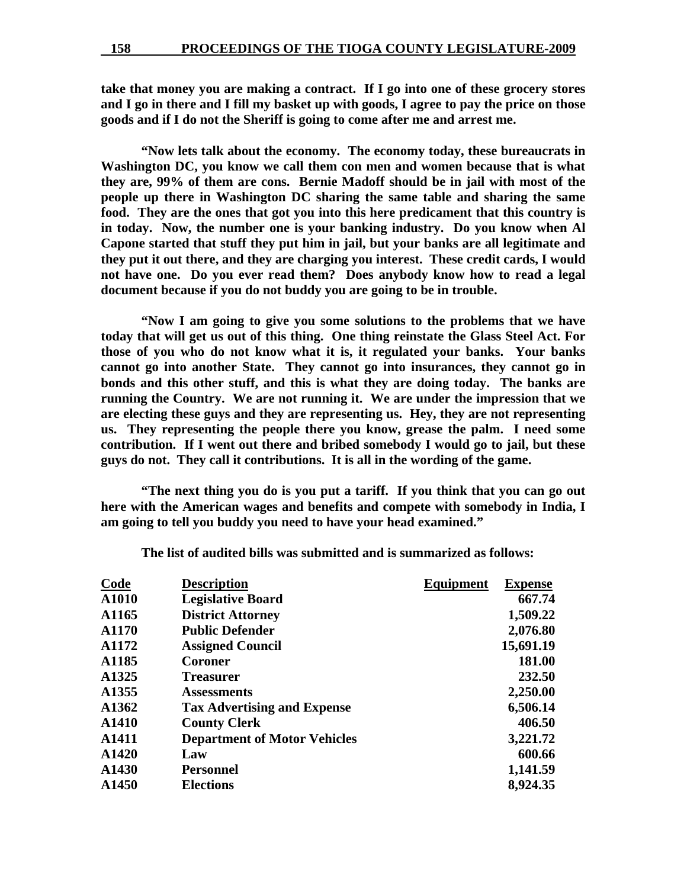**take that money you are making a contract. If I go into one of these grocery stores and I go in there and I fill my basket up with goods, I agree to pay the price on those goods and if I do not the Sheriff is going to come after me and arrest me.**

**"Now lets talk about the economy. The economy today, these bureaucrats in Washington DC, you know we call them con men and women because that is what they are, 99% of them are cons. Bernie Madoff should be in jail with most of the people up there in Washington DC sharing the same table and sharing the same food. They are the ones that got you into this here predicament that this country is in today. Now, the number one is your banking industry. Do you know when Al Capone started that stuff they put him in jail, but your banks are all legitimate and they put it out there, and they are charging you interest. These credit cards, I would not have one. Do you ever read them? Does anybody know how to read a legal document because if you do not buddy you are going to be in trouble.**

**"Now I am going to give you some solutions to the problems that we have today that will get us out of this thing. One thing reinstate the Glass Steel Act. For those of you who do not know what it is, it regulated your banks. Your banks cannot go into another State. They cannot go into insurances, they cannot go in bonds and this other stuff, and this is what they are doing today. The banks are running the Country. We are not running it. We are under the impression that we are electing these guys and they are representing us. Hey, they are not representing us. They representing the people there you know, grease the palm. I need some contribution. If I went out there and bribed somebody I would go to jail, but these guys do not. They call it contributions. It is all in the wording of the game.**

**"The next thing you do is you put a tariff. If you think that you can go out here with the American wages and benefits and compete with somebody in India, I am going to tell you buddy you need to have your head examined."**

**The list of audited bills was submitted and is summarized as follows:**

| Code | Description | Equipment | Expense |
|---|---|---|---|
| A1010 | Legislative Board | | 667.74 |
| A1165 | District Attorney | | 1,509.22 |
| A1170 | Public Defender | | 2,076.80 |
| A1172 | Assigned Council | | 15,691.19 |
| A1185 | Coroner | | 181.00 |
| A1325 | Treasurer | | 232.50 |
| A1355 | Assessments | | 2,250.00 |
| A1362 | Tax Advertising and Expense | | 6,506.14 |
| A1410 | County Clerk | | 406.50 |
| A1411 | Department of Motor Vehicles | | 3,221.72 |
| A1420 | Law | | 600.66 |
| A1430 | Personnel | | 1,141.59 |
| A1450 | Elections | | 8,924.35 |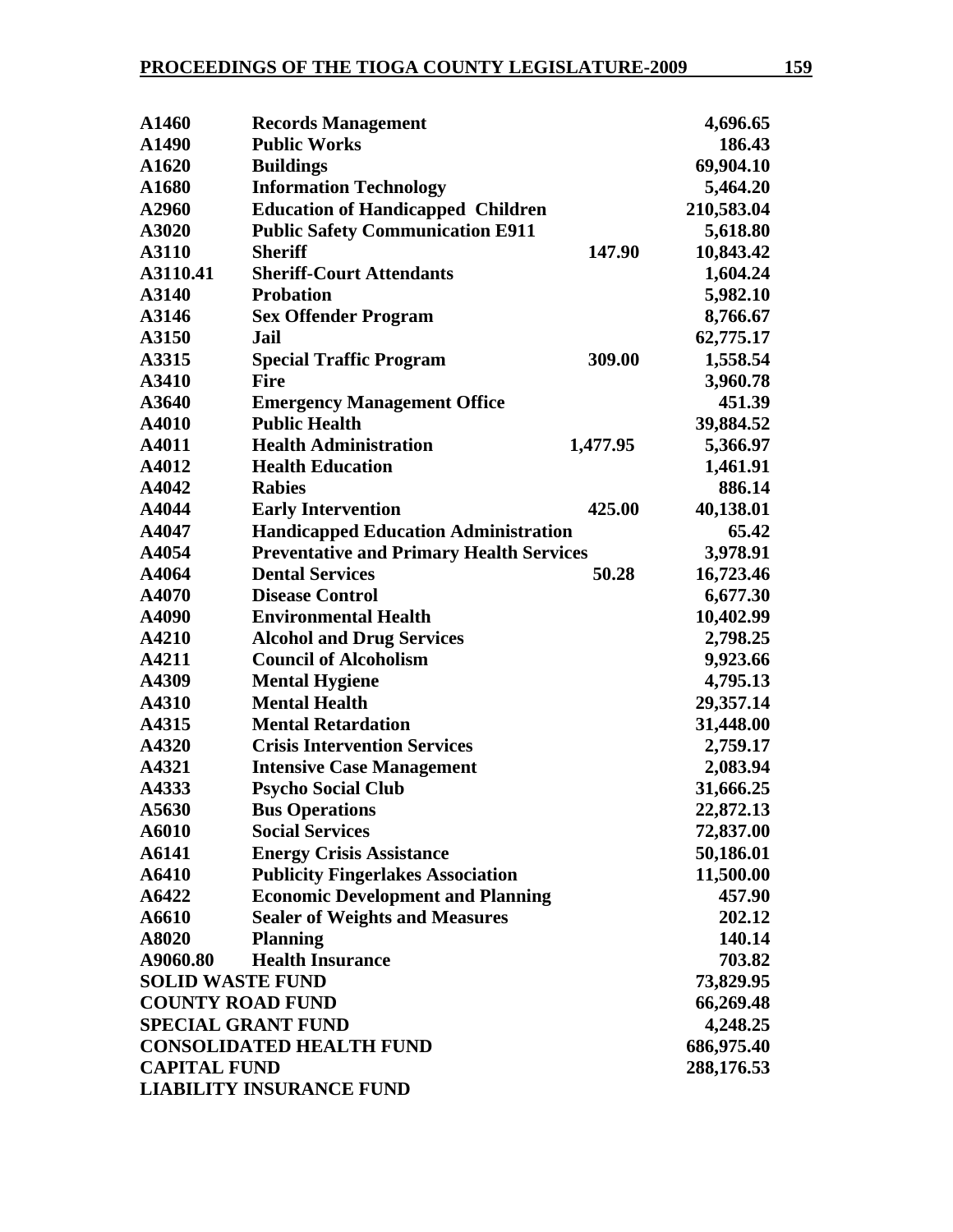| | | | |
|---|---|---|---|
| A1460 | Records Management | | 4,696.65 |
| A1490 | Public Works | | 186.43 |
| A1620 | Buildings | | 69,904.10 |
| A1680 | Information Technology | | 5,464.20 |
| A2960 | Education of Handicapped Children | | 210,583.04 |
| A3020 | Public Safety Communication E911 | | 5,618.80 |
| A3110 | Sheriff | 147.90 | 10,843.42 |
| A3110.41 | Sheriff-Court Attendants | | 1,604.24 |
| A3140 | Probation | | 5,982.10 |
| A3146 | Sex Offender Program | | 8,766.67 |
| A3150 | Jail | | 62,775.17 |
| A3315 | Special Traffic Program | 309.00 | 1,558.54 |
| A3410 | Fire | | 3,960.78 |
| A3640 | Emergency Management Office | | 451.39 |
| A4010 | Public Health | | 39,884.52 |
| A4011 | Health Administration | 1,477.95 | 5,366.97 |
| A4012 | Health Education | | 1,461.91 |
| A4042 | Rabies | | 886.14 |
| A4044 | Early Intervention | 425.00 | 40,138.01 |
| A4047 | Handicapped Education Administration | | 65.42 |
| A4054 | Preventative and Primary Health Services | | 3,978.91 |
| A4064 | Dental Services | 50.28 | 16,723.46 |
| A4070 | Disease Control | | 6,677.30 |
| A4090 | Environmental Health | | 10,402.99 |
| A4210 | Alcohol and Drug Services | | 2,798.25 |
| A4211 | Council of Alcoholism | | 9,923.66 |
| A4309 | Mental Hygiene | | 4,795.13 |
| A4310 | Mental Health | | 29,357.14 |
| A4315 | Mental Retardation | | 31,448.00 |
| A4320 | Crisis Intervention Services | | 2,759.17 |
| A4321 | Intensive Case Management | | 2,083.94 |
| A4333 | Psycho Social Club | | 31,666.25 |
| A5630 | Bus Operations | | 22,872.13 |
| A6010 | Social Services | | 72,837.00 |
| A6141 | Energy Crisis Assistance | | 50,186.01 |
| A6410 | Publicity Fingerlakes Association | | 11,500.00 |
| A6422 | Economic Development and Planning | | 457.90 |
| A6610 | Sealer of Weights and Measures | | 202.12 |
| A8020 | Planning | | 140.14 |
| A9060.80 | Health Insurance | | 703.82 |
| SOLID WASTE FUND | | | 73,829.95 |
| COUNTY ROAD FUND | | | 66,269.48 |
| SPECIAL GRANT FUND | | | 4,248.25 |
| CONSOLIDATED HEALTH FUND | | | 686,975.40 |
| CAPITAL FUND | | | 288,176.53 |
| LIABILITY INSURANCE FUND | | | |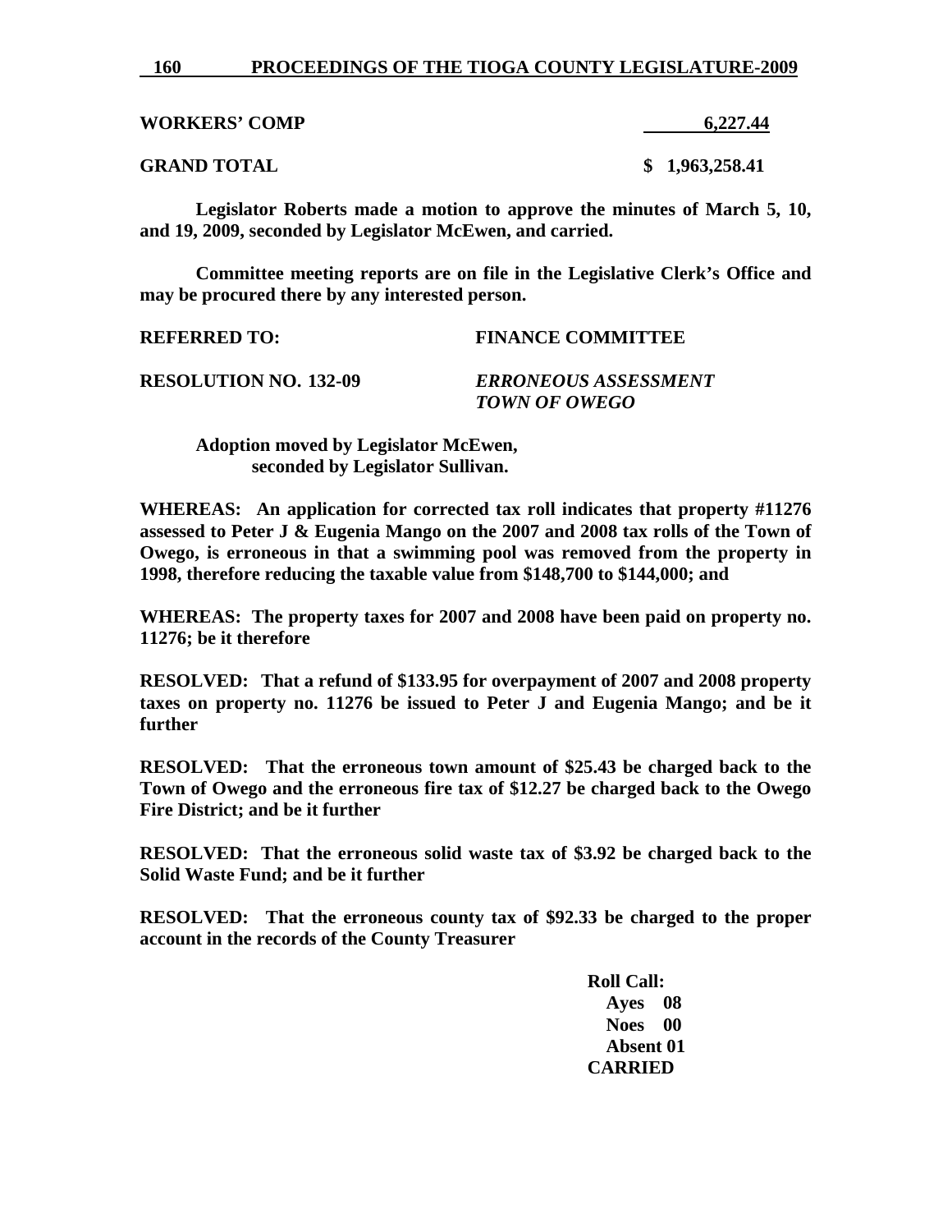| | |
|---|---|
| **WORKERS' COMP** | **6,227.44** |
| **GRAND TOTAL** | **$ 1,963,258.41** |

**Legislator Roberts made a motion to approve the minutes of March 5, 10, and 19, 2009, seconded by Legislator McEwen, and carried.**

**Committee meeting reports are on file in the Legislative Clerk's Office and may be procured there by any interested person.**

**REFERRED TO:** **FINANCE COMMITTEE**

**RESOLUTION NO. 132-09** ***ERRONEOUS ASSESSMENT TOWN OF OWEGO***

**Adoption moved by Legislator McEwen, seconded by Legislator Sullivan.**

**WHEREAS: An application for corrected tax roll indicates that property #11276 assessed to Peter J & Eugenia Mango on the 2007 and 2008 tax rolls of the Town of Owego, is erroneous in that a swimming pool was removed from the property in 1998, therefore reducing the taxable value from $148,700 to $144,000; and**

**WHEREAS: The property taxes for 2007 and 2008 have been paid on property no. 11276; be it therefore**

**RESOLVED: That a refund of $133.95 for overpayment of 2007 and 2008 property taxes on property no. 11276 be issued to Peter J and Eugenia Mango; and be it further**

**RESOLVED: That the erroneous town amount of $25.43 be charged back to the Town of Owego and the erroneous fire tax of $12.27 be charged back to the Owego Fire District; and be it further**

**RESOLVED: That the erroneous solid waste tax of $3.92 be charged back to the Solid Waste Fund; and be it further**

**RESOLVED: That the erroneous county tax of $92.33 be charged to the proper account in the records of the County Treasurer**

**Roll Call:**
**Ayes 08**
**Noes 00**
**Absent 01**
**CARRIED**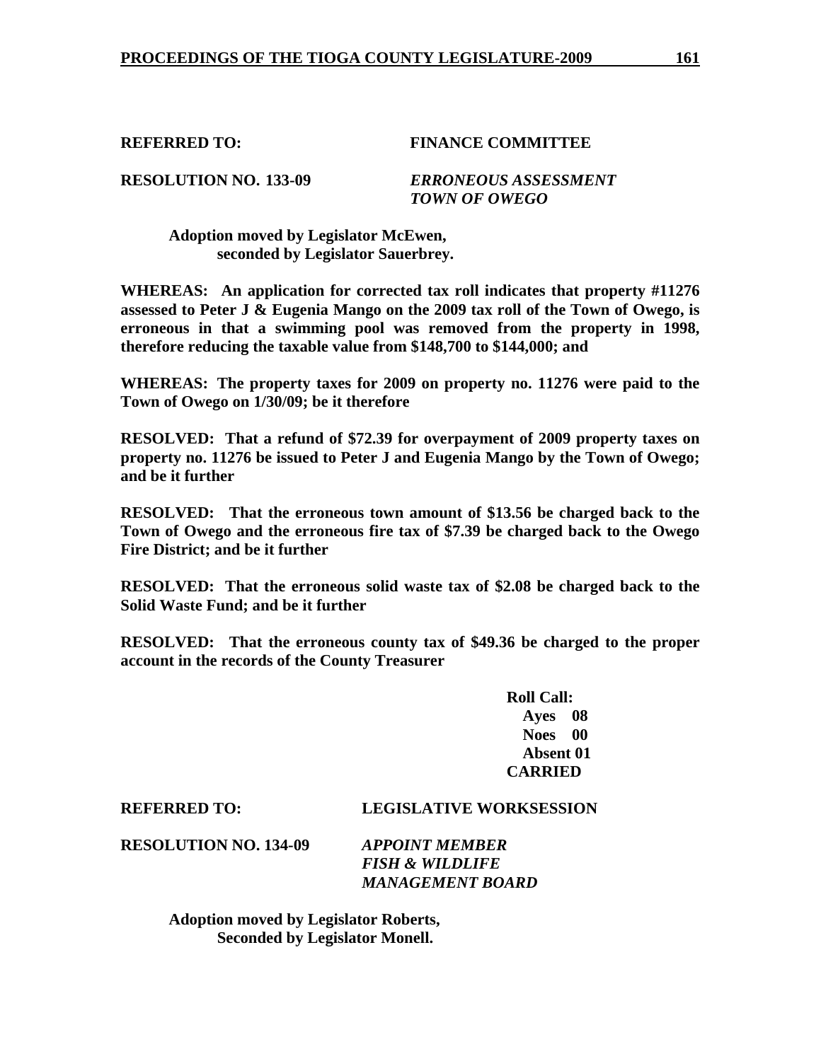**REFERRED TO: FINANCE COMMITTEE**

**RESOLUTION NO. 133-09** ***ERRONEOUS ASSESSMENT TOWN OF OWEGO***

**Adoption moved by Legislator McEwen, seconded by Legislator Sauerbrey.**

**WHEREAS: An application for corrected tax roll indicates that property #11276 assessed to Peter J & Eugenia Mango on the 2009 tax roll of the Town of Owego, is erroneous in that a swimming pool was removed from the property in 1998, therefore reducing the taxable value from $148,700 to $144,000; and**

**WHEREAS: The property taxes for 2009 on property no. 11276 were paid to the Town of Owego on 1/30/09; be it therefore**

**RESOLVED: That a refund of $72.39 for overpayment of 2009 property taxes on property no. 11276 be issued to Peter J and Eugenia Mango by the Town of Owego; and be it further**

**RESOLVED: That the erroneous town amount of $13.56 be charged back to the Town of Owego and the erroneous fire tax of $7.39 be charged back to the Owego Fire District; and be it further**

**RESOLVED: That the erroneous solid waste tax of $2.08 be charged back to the Solid Waste Fund; and be it further**

**RESOLVED: That the erroneous county tax of $49.36 be charged to the proper account in the records of the County Treasurer**

**Roll Call:**
**Ayes 08**
**Noes 00**
**Absent 01**
**CARRIED**

**REFERRED TO: LEGISLATIVE WORKSESSION**

**RESOLUTION NO. 134-09** ***APPOINT MEMBER FISH & WILDLIFE MANAGEMENT BOARD***

**Adoption moved by Legislator Roberts, Seconded by Legislator Monell.**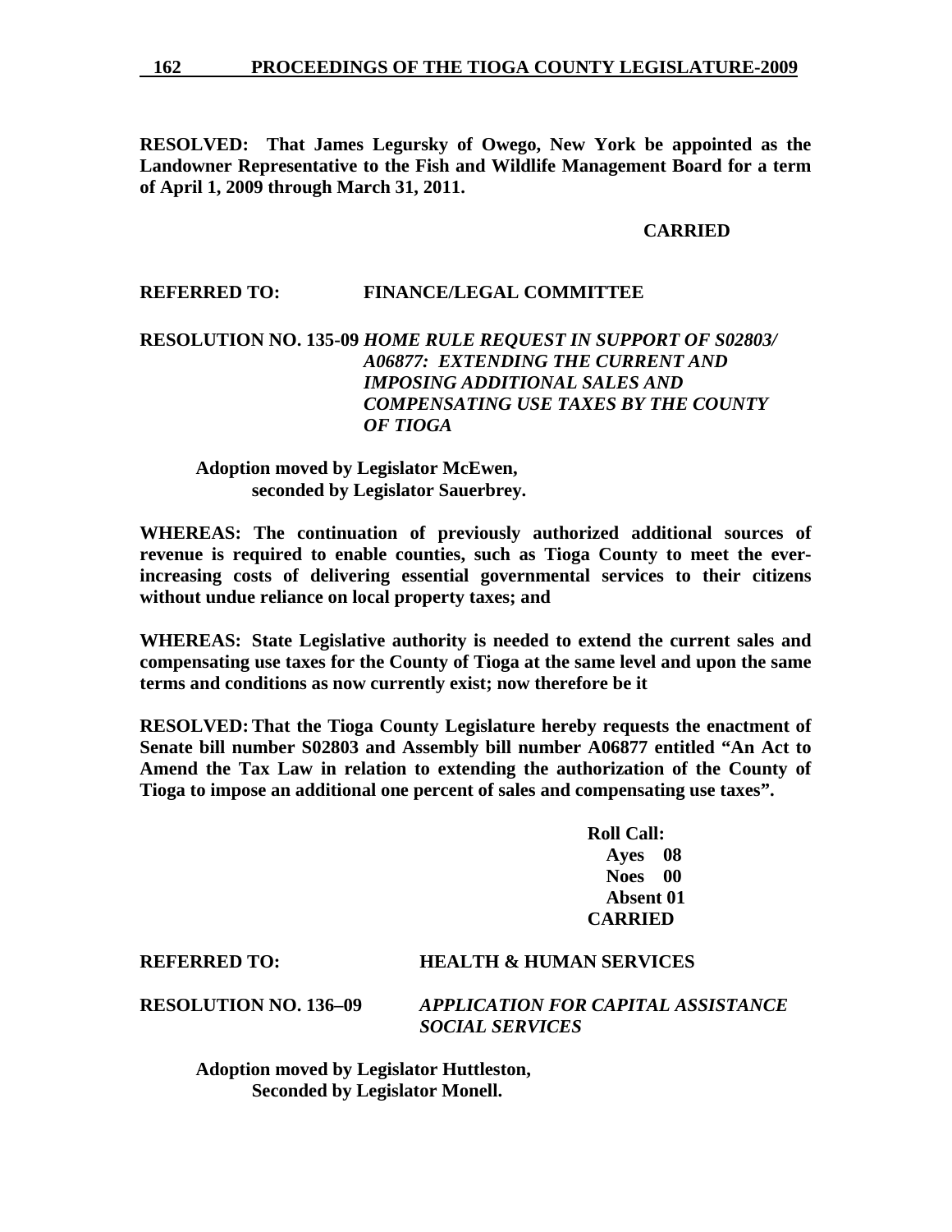**RESOLVED: That James Legursky of Owego, New York be appointed as the Landowner Representative to the Fish and Wildlife Management Board for a term of April 1, 2009 through March 31, 2011.**

**CARRIED**

**REFERRED TO: FINANCE/LEGAL COMMITTEE**

**RESOLUTION NO. 135-09** ***HOME RULE REQUEST IN SUPPORT OF S02803/ A06877: EXTENDING THE CURRENT AND IMPOSING ADDITIONAL SALES AND COMPENSATING USE TAXES BY THE COUNTY OF TIOGA***

**Adoption moved by Legislator McEwen, seconded by Legislator Sauerbrey.**

**WHEREAS: The continuation of previously authorized additional sources of revenue is required to enable counties, such as Tioga County to meet the ever-increasing costs of delivering essential governmental services to their citizens without undue reliance on local property taxes; and**

**WHEREAS: State Legislative authority is needed to extend the current sales and compensating use taxes for the County of Tioga at the same level and upon the same terms and conditions as now currently exist; now therefore be it**

**RESOLVED: That the Tioga County Legislature hereby requests the enactment of Senate bill number S02803 and Assembly bill number A06877 entitled "An Act to Amend the Tax Law in relation to extending the authorization of the County of Tioga to impose an additional one percent of sales and compensating use taxes".**

**Roll Call:**
**Ayes 08**
**Noes 00**
**Absent 01**
**CARRIED**

**REFERRED TO: HEALTH & HUMAN SERVICES**

**RESOLUTION NO. 136–09** ***APPLICATION FOR CAPITAL ASSISTANCE SOCIAL SERVICES***

**Adoption moved by Legislator Huttleston, Seconded by Legislator Monell.**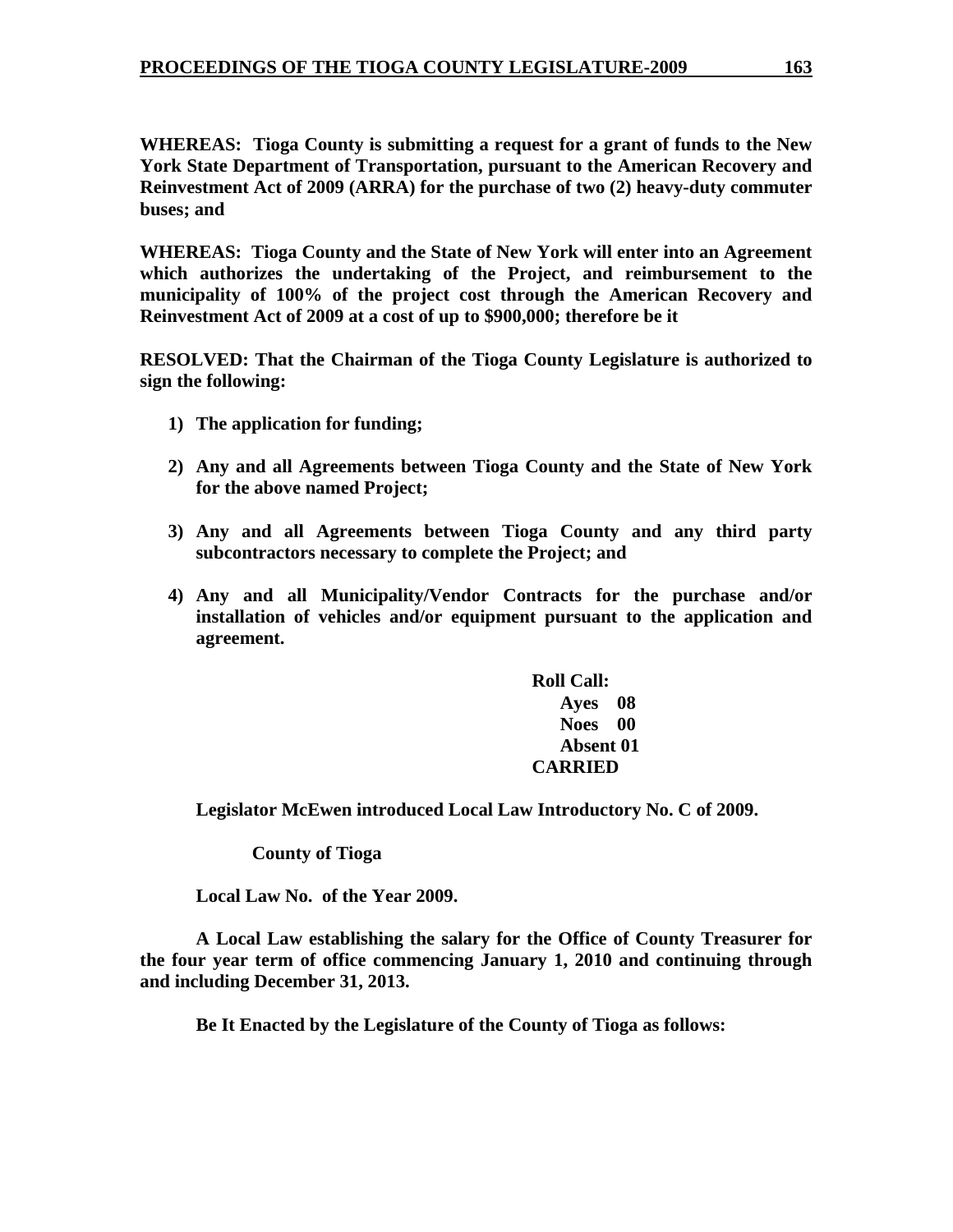**WHEREAS: Tioga County is submitting a request for a grant of funds to the New York State Department of Transportation, pursuant to the American Recovery and Reinvestment Act of 2009 (ARRA) for the purchase of two (2) heavy-duty commuter buses; and**

**WHEREAS: Tioga County and the State of New York will enter into an Agreement which authorizes the undertaking of the Project, and reimbursement to the municipality of 100% of the project cost through the American Recovery and Reinvestment Act of 2009 at a cost of up to $900,000; therefore be it**

**RESOLVED: That the Chairman of the Tioga County Legislature is authorized to sign the following:**

1) **The application for funding;**

2) **Any and all Agreements between Tioga County and the State of New York for the above named Project;**

3) **Any and all Agreements between Tioga County and any third party subcontractors necessary to complete the Project; and**

4) **Any and all Municipality/Vendor Contracts for the purchase and/or installation of vehicles and/or equipment pursuant to the application and agreement.**

**Roll Call:**
**Ayes 08**
**Noes 00**
**Absent 01**
**CARRIED**

**Legislator McEwen introduced Local Law Introductory No. C of 2009.**

**County of Tioga**

**Local Law No. of the Year 2009.**

**A Local Law establishing the salary for the Office of County Treasurer for the four year term of office commencing January 1, 2010 and continuing through and including December 31, 2013.**

**Be It Enacted by the Legislature of the County of Tioga as follows:**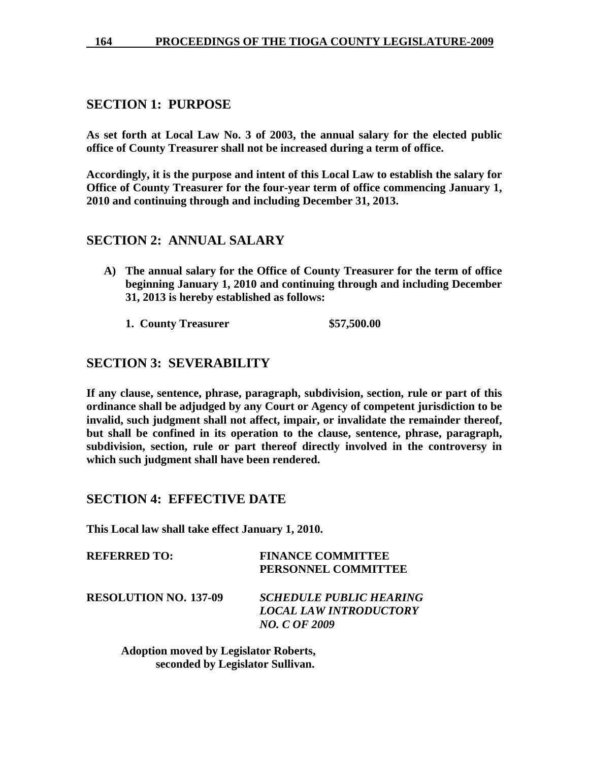## SECTION 1: PURPOSE

**As set forth at Local Law No. 3 of 2003, the annual salary for the elected public office of County Treasurer shall not be increased during a term of office.**

**Accordingly, it is the purpose and intent of this Local Law to establish the salary for Office of County Treasurer for the four-year term of office commencing January 1, 2010 and continuing through and including December 31, 2013.**

## SECTION 2: ANNUAL SALARY

**A) The annual salary for the Office of County Treasurer for the term of office beginning January 1, 2010 and continuing through and including December 31, 2013 is hereby established as follows:**

**1. County Treasurer $57,500.00**

## SECTION 3: SEVERABILITY

**If any clause, sentence, phrase, paragraph, subdivision, section, rule or part of this ordinance shall be adjudged by any Court or Agency of competent jurisdiction to be invalid, such judgment shall not affect, impair, or invalidate the remainder thereof, but shall be confined in its operation to the clause, sentence, phrase, paragraph, subdivision, section, rule or part thereof directly involved in the controversy in which such judgment shall have been rendered.**

## SECTION 4: EFFECTIVE DATE

**This Local law shall take effect January 1, 2010.**

**REFERRED TO: FINANCE COMMITTEE**
**PERSONNEL COMMITTEE**

**RESOLUTION NO. 137-09** ***SCHEDULE PUBLIC HEARING LOCAL LAW INTRODUCTORY NO. C OF 2009***

**Adoption moved by Legislator Roberts, seconded by Legislator Sullivan.**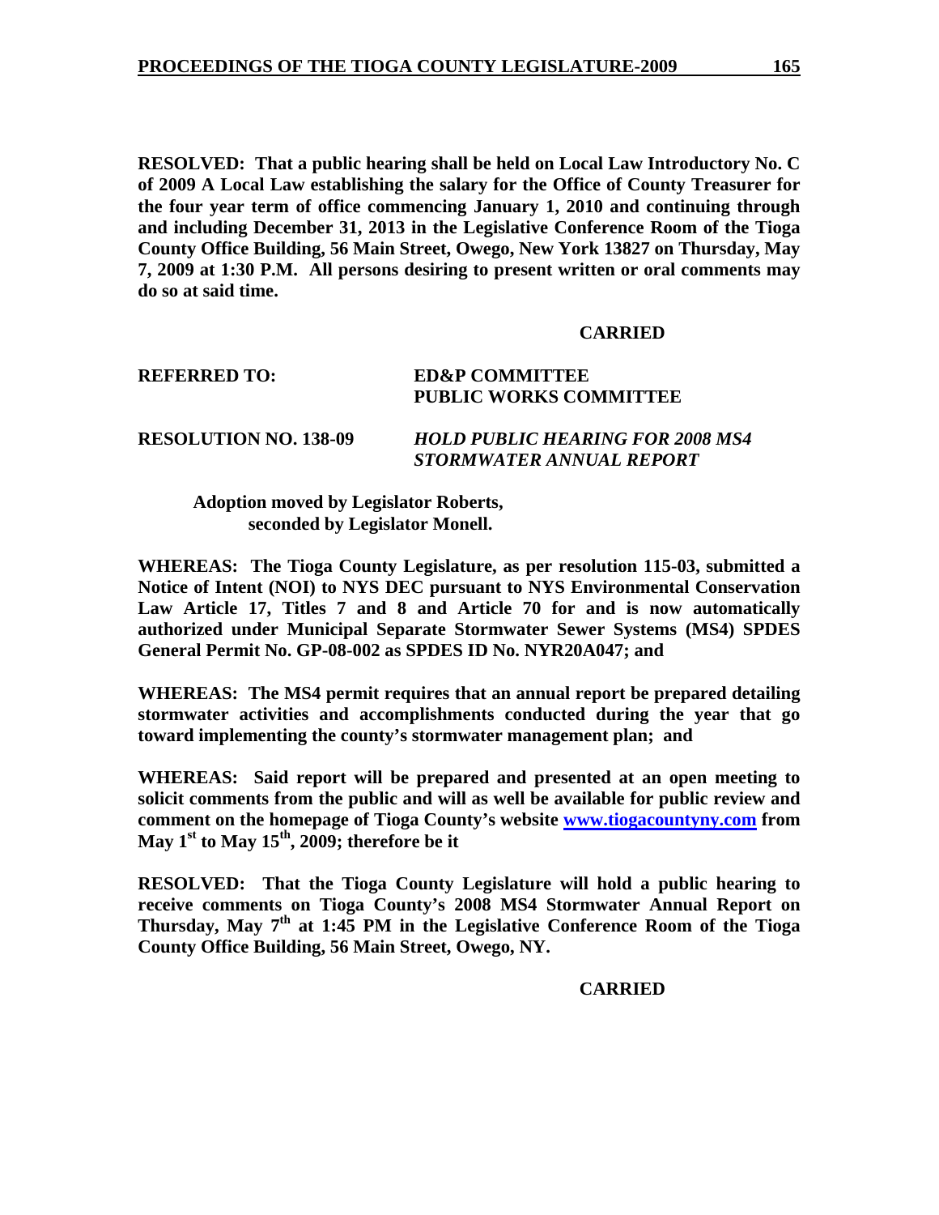**RESOLVED: That a public hearing shall be held on Local Law Introductory No. C of 2009 A Local Law establishing the salary for the Office of County Treasurer for the four year term of office commencing January 1, 2010 and continuing through and including December 31, 2013 in the Legislative Conference Room of the Tioga County Office Building, 56 Main Street, Owego, New York 13827 on Thursday, May 7, 2009 at 1:30 P.M. All persons desiring to present written or oral comments may do so at said time.**

**CARRIED**

**REFERRED TO: ED&P COMMITTEE**
**PUBLIC WORKS COMMITTEE**

**RESOLUTION NO. 138-09** ***HOLD PUBLIC HEARING FOR 2008 MS4 STORMWATER ANNUAL REPORT***

**Adoption moved by Legislator Roberts, seconded by Legislator Monell.**

**WHEREAS: The Tioga County Legislature, as per resolution 115-03, submitted a Notice of Intent (NOI) to NYS DEC pursuant to NYS Environmental Conservation Law Article 17, Titles 7 and 8 and Article 70 for and is now automatically authorized under Municipal Separate Stormwater Sewer Systems (MS4) SPDES General Permit No. GP-08-002 as SPDES ID No. NYR20A047; and**

**WHEREAS: The MS4 permit requires that an annual report be prepared detailing stormwater activities and accomplishments conducted during the year that go toward implementing the county's stormwater management plan; and**

**WHEREAS: Said report will be prepared and presented at an open meeting to solicit comments from the public and will as well be available for public review and comment on the homepage of Tioga County's website www.tiogacountyny.com from May 1st to May 15th, 2009; therefore be it**

**RESOLVED: That the Tioga County Legislature will hold a public hearing to receive comments on Tioga County's 2008 MS4 Stormwater Annual Report on Thursday, May 7th at 1:45 PM in the Legislative Conference Room of the Tioga County Office Building, 56 Main Street, Owego, NY.**

**CARRIED**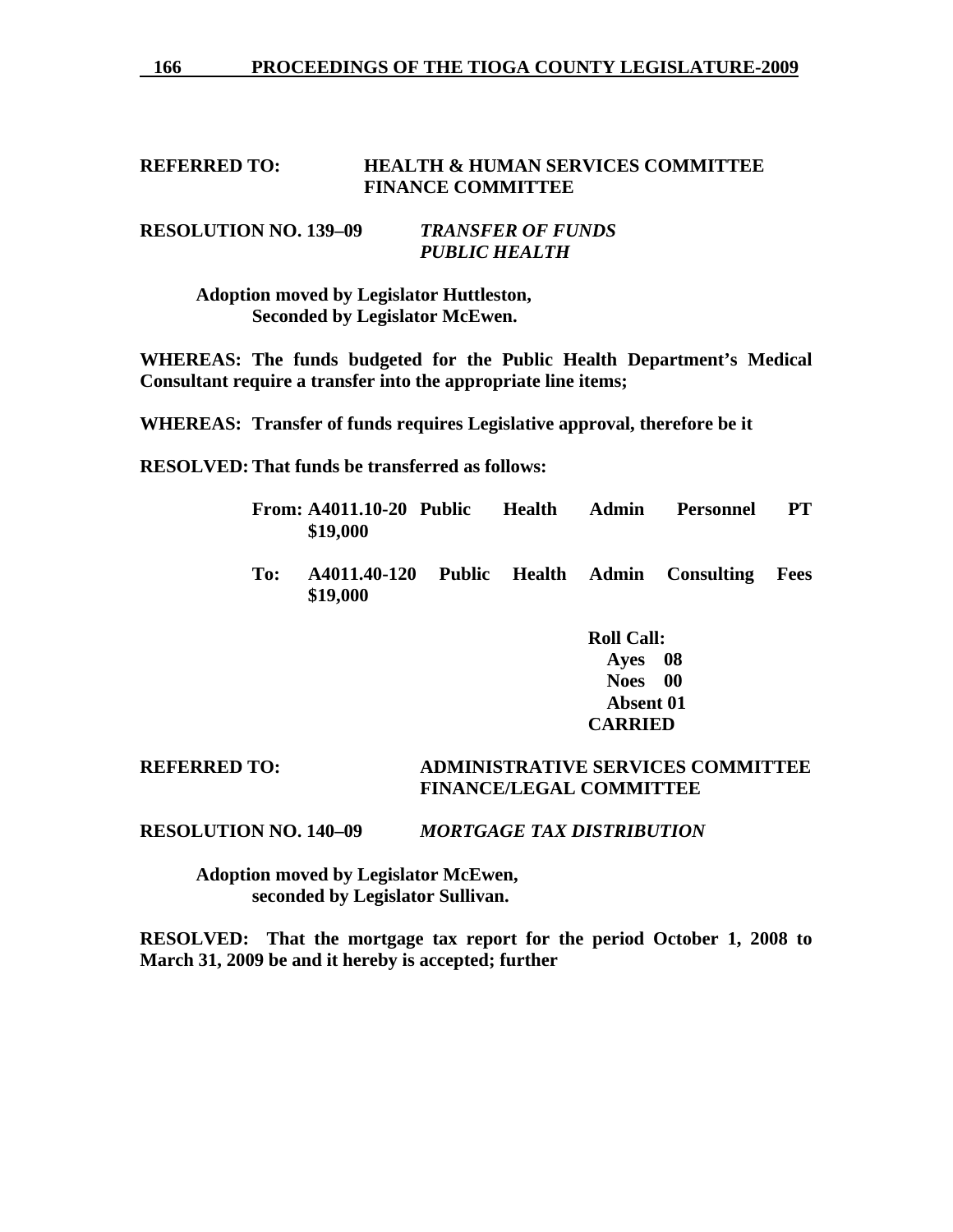**REFERRED TO:** **HEALTH & HUMAN SERVICES COMMITTEE**
**FINANCE COMMITTEE**

**RESOLUTION NO. 139–09** ***TRANSFER OF FUNDS***
***PUBLIC HEALTH***

**Adoption moved by Legislator Huttleston,**
**Seconded by Legislator McEwen.**

**WHEREAS: The funds budgeted for the Public Health Department's Medical Consultant require a transfer into the appropriate line items;**

**WHEREAS: Transfer of funds requires Legislative approval, therefore be it**

**RESOLVED: That funds be transferred as follows:**

**From: A4011.10-20 Public Health Admin Personnel PT $19,000**

**To: A4011.40-120 Public Health Admin Consulting Fees $19,000**

**Roll Call:**
**Ayes 08**
**Noes 00**
**Absent 01**
**CARRIED**

**REFERRED TO:** **ADMINISTRATIVE SERVICES COMMITTEE**
**FINANCE/LEGAL COMMITTEE**

**RESOLUTION NO. 140–09** ***MORTGAGE TAX DISTRIBUTION***

**Adoption moved by Legislator McEwen,**
**seconded by Legislator Sullivan.**

**RESOLVED: That the mortgage tax report for the period October 1, 2008 to March 31, 2009 be and it hereby is accepted; further**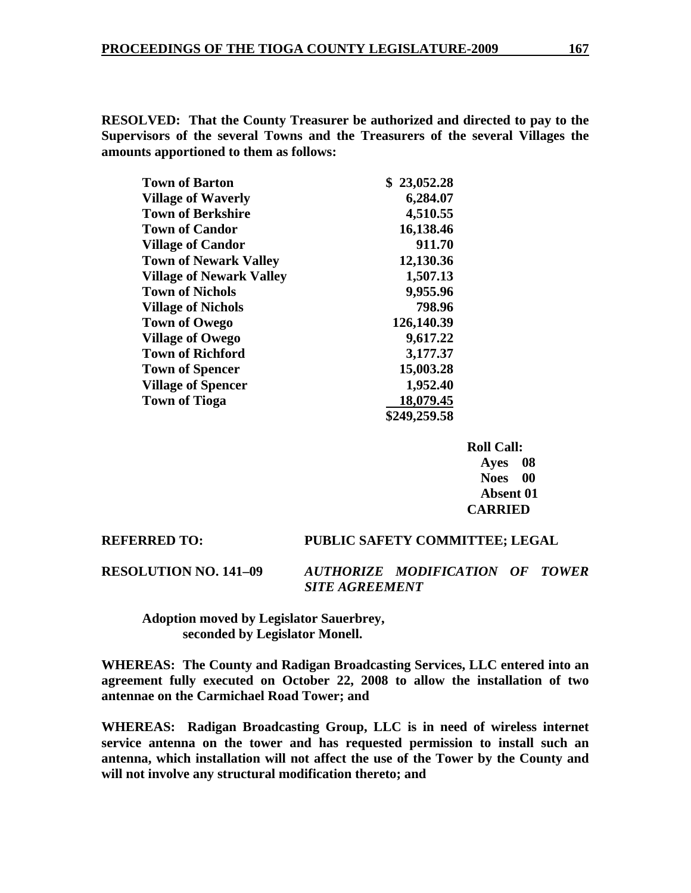**RESOLVED: That the County Treasurer be authorized and directed to pay to the Supervisors of the several Towns and the Treasurers of the several Villages the amounts apportioned to them as follows:**

| | |
|---|---|
| **Town of Barton** | **$ 23,052.28** |
| **Village of Waverly** | **6,284.07** |
| **Town of Berkshire** | **4,510.55** |
| **Town of Candor** | **16,138.46** |
| **Village of Candor** | **911.70** |
| **Town of Newark Valley** | **12,130.36** |
| **Village of Newark Valley** | **1,507.13** |
| **Town of Nichols** | **9,955.96** |
| **Village of Nichols** | **798.96** |
| **Town of Owego** | **126,140.39** |
| **Village of Owego** | **9,617.22** |
| **Town of Richford** | **3,177.37** |
| **Town of Spencer** | **15,003.28** |
| **Village of Spencer** | **1,952.40** |
| **Town of Tioga** | **18,079.45** |
| | **$249,259.58** |

**Roll Call:**
**Ayes 08**
**Noes 00**
**Absent 01**
**CARRIED**

**REFERRED TO: PUBLIC SAFETY COMMITTEE; LEGAL**

**RESOLUTION NO. 141–09** ***AUTHORIZE MODIFICATION OF TOWER SITE AGREEMENT***

**Adoption moved by Legislator Sauerbrey, seconded by Legislator Monell.**

**WHEREAS: The County and Radigan Broadcasting Services, LLC entered into an agreement fully executed on October 22, 2008 to allow the installation of two antennae on the Carmichael Road Tower; and**

**WHEREAS: Radigan Broadcasting Group, LLC is in need of wireless internet service antenna on the tower and has requested permission to install such an antenna, which installation will not affect the use of the Tower by the County and will not involve any structural modification thereto; and**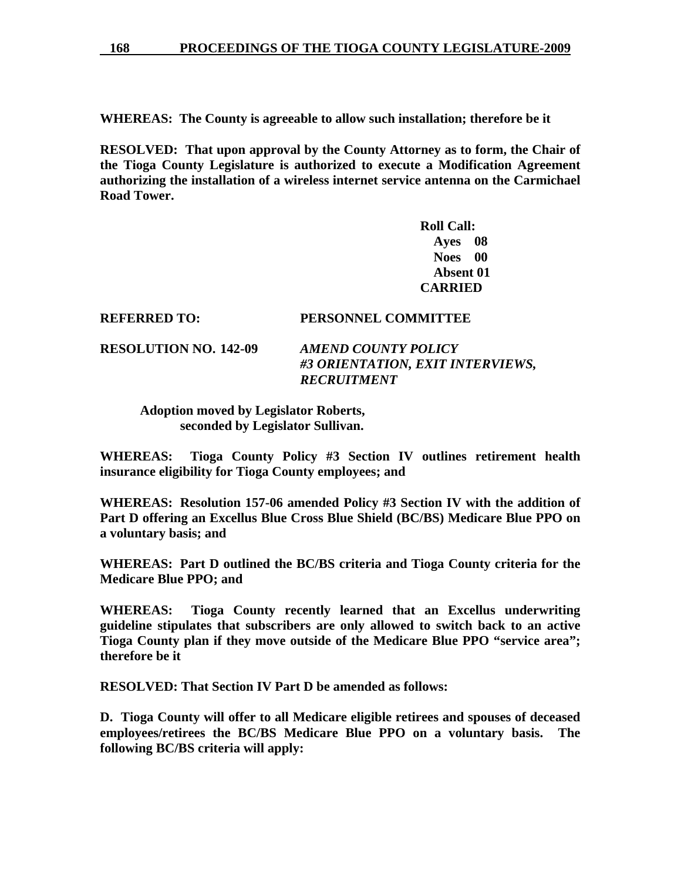**WHEREAS: The County is agreeable to allow such installation; therefore be it**

**RESOLVED: That upon approval by the County Attorney as to form, the Chair of the Tioga County Legislature is authorized to execute a Modification Agreement authorizing the installation of a wireless internet service antenna on the Carmichael Road Tower.**

**Roll Call:**
**Ayes 08**
**Noes 00**
**Absent 01**
**CARRIED**

**REFERRED TO: PERSONNEL COMMITTEE**

**RESOLUTION NO. 142-09** ***AMEND COUNTY POLICY #3 ORIENTATION, EXIT INTERVIEWS, RECRUITMENT***

**Adoption moved by Legislator Roberts, seconded by Legislator Sullivan.**

**WHEREAS: Tioga County Policy #3 Section IV outlines retirement health insurance eligibility for Tioga County employees; and**

**WHEREAS: Resolution 157-06 amended Policy #3 Section IV with the addition of Part D offering an Excellus Blue Cross Blue Shield (BC/BS) Medicare Blue PPO on a voluntary basis; and**

**WHEREAS: Part D outlined the BC/BS criteria and Tioga County criteria for the Medicare Blue PPO; and**

**WHEREAS: Tioga County recently learned that an Excellus underwriting guideline stipulates that subscribers are only allowed to switch back to an active Tioga County plan if they move outside of the Medicare Blue PPO "service area"; therefore be it**

**RESOLVED: That Section IV Part D be amended as follows:**

**D. Tioga County will offer to all Medicare eligible retirees and spouses of deceased employees/retirees the BC/BS Medicare Blue PPO on a voluntary basis. The following BC/BS criteria will apply:**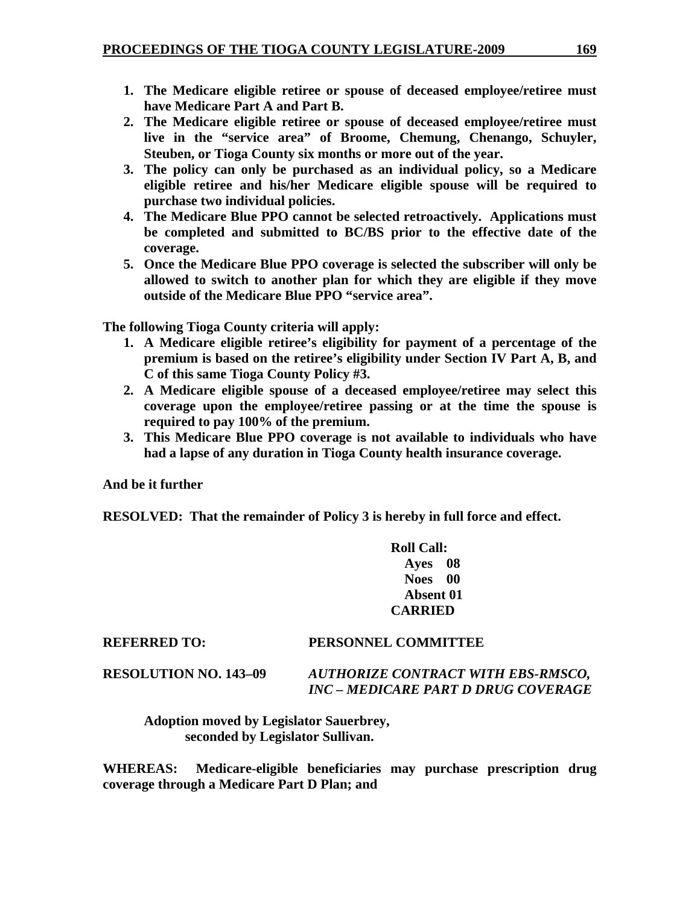1. **The Medicare eligible retiree or spouse of deceased employee/retiree must have Medicare Part A and Part B.**
2. **The Medicare eligible retiree or spouse of deceased employee/retiree must live in the "service area" of Broome, Chemung, Chenango, Schuyler, Steuben, or Tioga County six months or more out of the year.**
3. **The policy can only be purchased as an individual policy, so a Medicare eligible retiree and his/her Medicare eligible spouse will be required to purchase two individual policies.**
4. **The Medicare Blue PPO cannot be selected retroactively. Applications must be completed and submitted to BC/BS prior to the effective date of the coverage.**
5. **Once the Medicare Blue PPO coverage is selected the subscriber will only be allowed to switch to another plan for which they are eligible if they move outside of the Medicare Blue PPO "service area".**

**The following Tioga County criteria will apply:**

1. **A Medicare eligible retiree's eligibility for payment of a percentage of the premium is based on the retiree's eligibility under Section IV Part A, B, and C of this same Tioga County Policy #3.**
2. **A Medicare eligible spouse of a deceased employee/retiree may select this coverage upon the employee/retiree passing or at the time the spouse is required to pay 100% of the premium.**
3. **This Medicare Blue PPO coverage is not available to individuals who have had a lapse of any duration in Tioga County health insurance coverage.**

**And be it further**

**RESOLVED: That the remainder of Policy 3 is hereby in full force and effect.**

**Roll Call:**
**Ayes 08**
**Noes 00**
**Absent 01**
**CARRIED**

**REFERRED TO: PERSONNEL COMMITTEE**

**RESOLUTION NO. 143–09** ***AUTHORIZE CONTRACT WITH EBS-RMSCO, INC – MEDICARE PART D DRUG COVERAGE***

**Adoption moved by Legislator Sauerbrey, seconded by Legislator Sullivan.**

**WHEREAS: Medicare-eligible beneficiaries may purchase prescription drug coverage through a Medicare Part D Plan; and**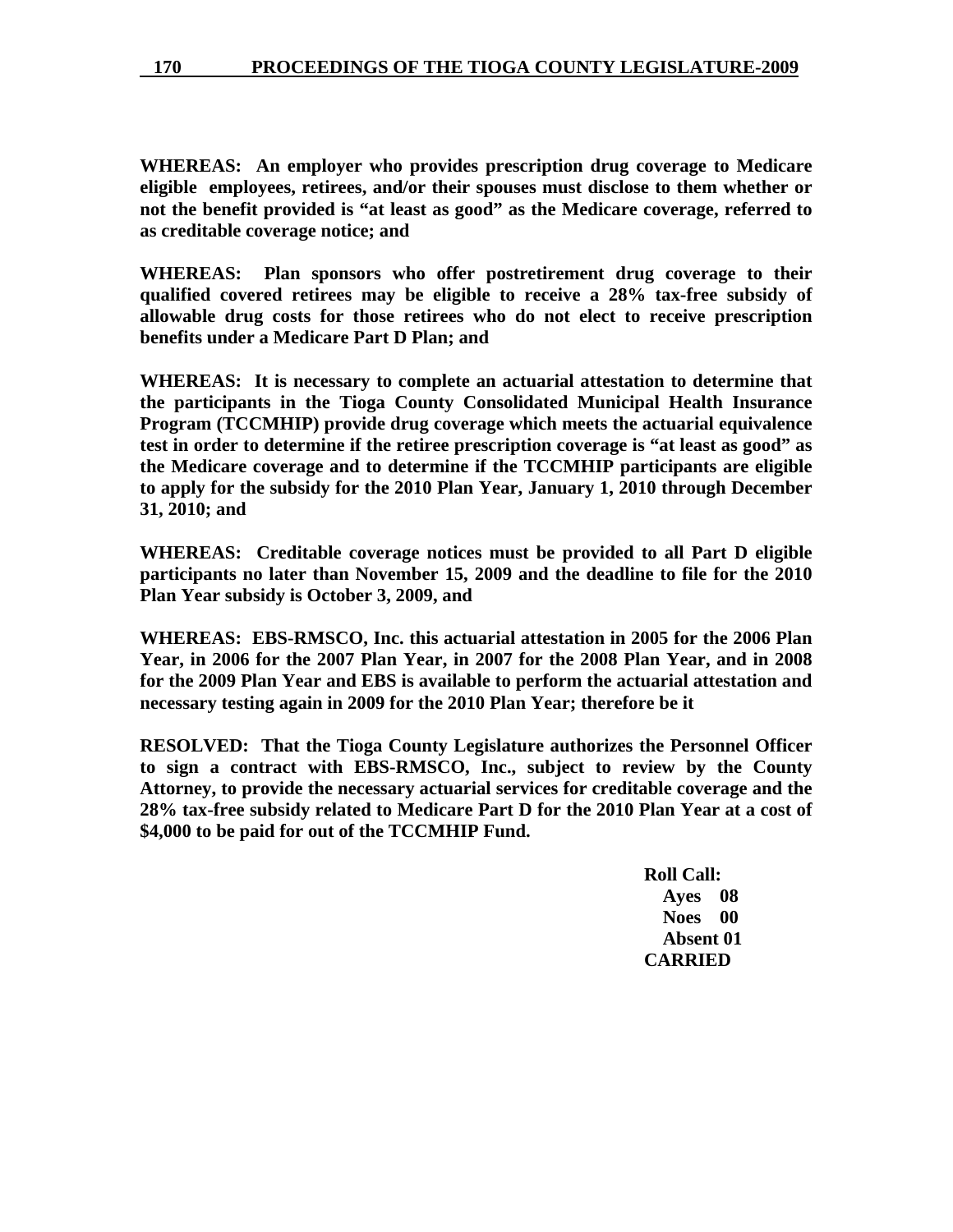**WHEREAS: An employer who provides prescription drug coverage to Medicare eligible employees, retirees, and/or their spouses must disclose to them whether or not the benefit provided is "at least as good" as the Medicare coverage, referred to as creditable coverage notice; and**

**WHEREAS: Plan sponsors who offer postretirement drug coverage to their qualified covered retirees may be eligible to receive a 28% tax-free subsidy of allowable drug costs for those retirees who do not elect to receive prescription benefits under a Medicare Part D Plan; and**

**WHEREAS: It is necessary to complete an actuarial attestation to determine that the participants in the Tioga County Consolidated Municipal Health Insurance Program (TCCMHIP) provide drug coverage which meets the actuarial equivalence test in order to determine if the retiree prescription coverage is "at least as good" as the Medicare coverage and to determine if the TCCMHIP participants are eligible to apply for the subsidy for the 2010 Plan Year, January 1, 2010 through December 31, 2010; and**

**WHEREAS: Creditable coverage notices must be provided to all Part D eligible participants no later than November 15, 2009 and the deadline to file for the 2010 Plan Year subsidy is October 3, 2009, and**

**WHEREAS: EBS-RMSCO, Inc. this actuarial attestation in 2005 for the 2006 Plan Year, in 2006 for the 2007 Plan Year, in 2007 for the 2008 Plan Year, and in 2008 for the 2009 Plan Year and EBS is available to perform the actuarial attestation and necessary testing again in 2009 for the 2010 Plan Year; therefore be it**

**RESOLVED: That the Tioga County Legislature authorizes the Personnel Officer to sign a contract with EBS-RMSCO, Inc., subject to review by the County Attorney, to provide the necessary actuarial services for creditable coverage and the 28% tax-free subsidy related to Medicare Part D for the 2010 Plan Year at a cost of $4,000 to be paid for out of the TCCMHIP Fund.**

**Roll Call:**
**Ayes 08**
**Noes 00**
**Absent 01**
**CARRIED**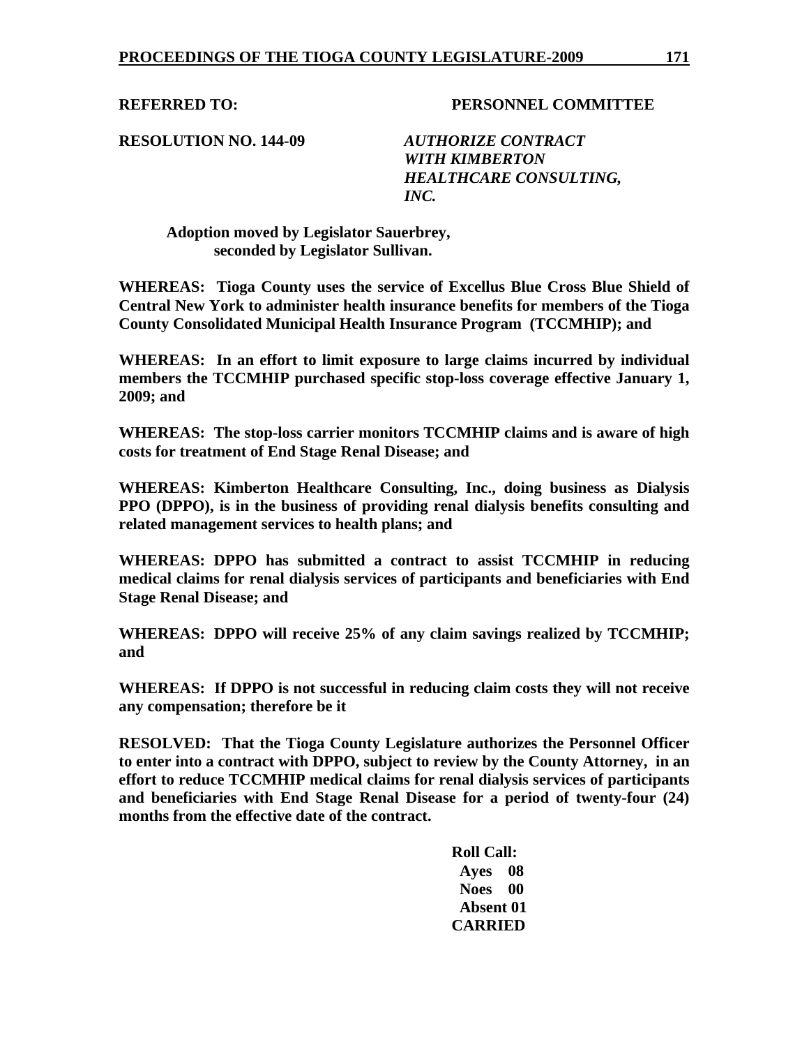**REFERRED TO: PERSONNEL COMMITTEE**

**RESOLUTION NO. 144-09** ***AUTHORIZE CONTRACT WITH KIMBERTON HEALTHCARE CONSULTING, INC.***

**Adoption moved by Legislator Sauerbrey, seconded by Legislator Sullivan.**

**WHEREAS: Tioga County uses the service of Excellus Blue Cross Blue Shield of Central New York to administer health insurance benefits for members of the Tioga County Consolidated Municipal Health Insurance Program (TCCMHIP); and**

**WHEREAS: In an effort to limit exposure to large claims incurred by individual members the TCCMHIP purchased specific stop-loss coverage effective January 1, 2009; and**

**WHEREAS: The stop-loss carrier monitors TCCMHIP claims and is aware of high costs for treatment of End Stage Renal Disease; and**

**WHEREAS: Kimberton Healthcare Consulting, Inc., doing business as Dialysis PPO (DPPO), is in the business of providing renal dialysis benefits consulting and related management services to health plans; and**

**WHEREAS: DPPO has submitted a contract to assist TCCMHIP in reducing medical claims for renal dialysis services of participants and beneficiaries with End Stage Renal Disease; and**

**WHEREAS: DPPO will receive 25% of any claim savings realized by TCCMHIP; and**

**WHEREAS: If DPPO is not successful in reducing claim costs they will not receive any compensation; therefore be it**

**RESOLVED: That the Tioga County Legislature authorizes the Personnel Officer to enter into a contract with DPPO, subject to review by the County Attorney, in an effort to reduce TCCMHIP medical claims for renal dialysis services of participants and beneficiaries with End Stage Renal Disease for a period of twenty-four (24) months from the effective date of the contract.**

**Roll Call:**
**Ayes 08**
**Noes 00**
**Absent 01**
**CARRIED**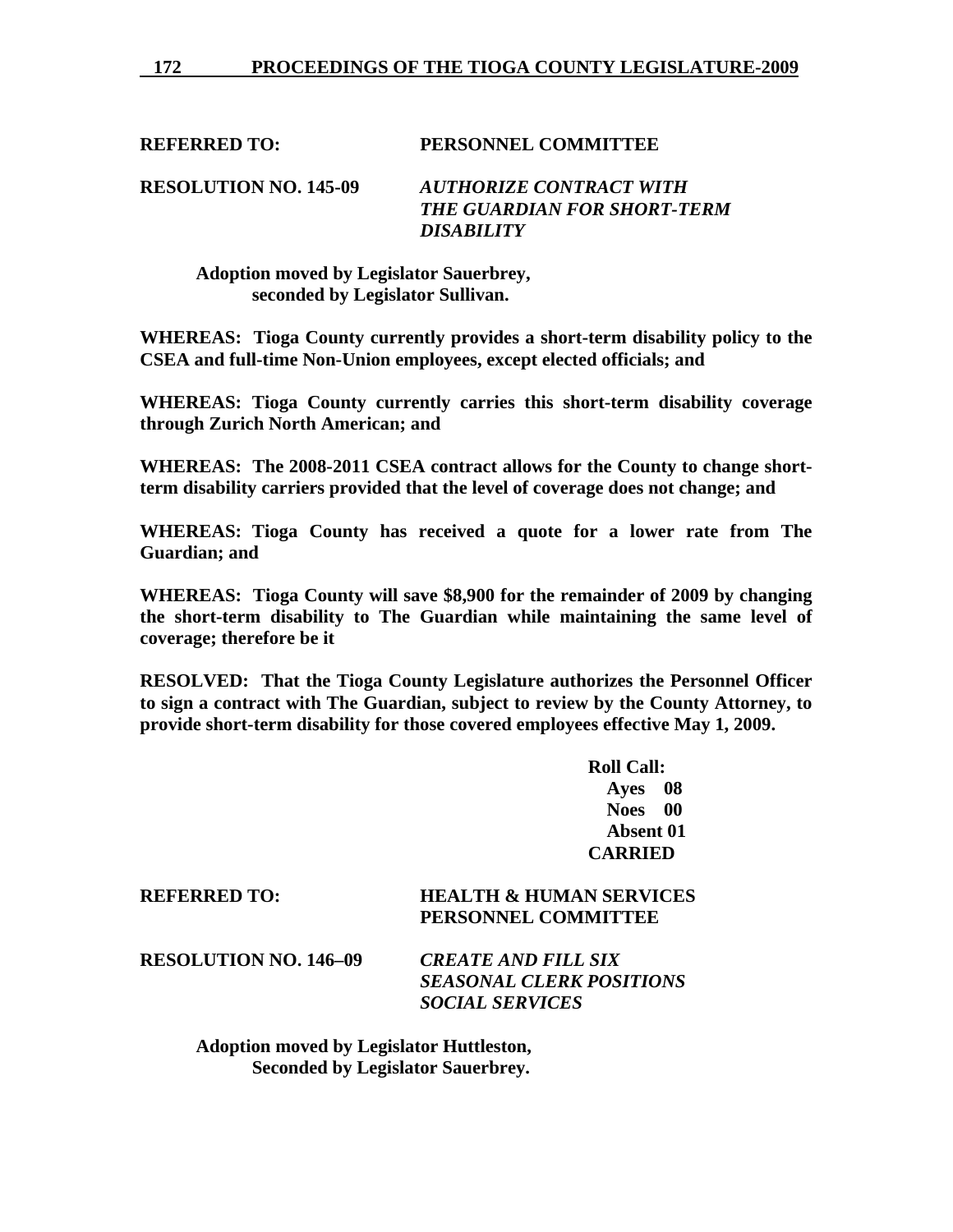**REFERRED TO: PERSONNEL COMMITTEE**

**RESOLUTION NO. 145-09** ***AUTHORIZE CONTRACT WITH THE GUARDIAN FOR SHORT-TERM DISABILITY***

**Adoption moved by Legislator Sauerbrey, seconded by Legislator Sullivan.**

**WHEREAS: Tioga County currently provides a short-term disability policy to the CSEA and full-time Non-Union employees, except elected officials; and**

**WHEREAS: Tioga County currently carries this short-term disability coverage through Zurich North American; and**

**WHEREAS: The 2008-2011 CSEA contract allows for the County to change short-term disability carriers provided that the level of coverage does not change; and**

**WHEREAS: Tioga County has received a quote for a lower rate from The Guardian; and**

**WHEREAS: Tioga County will save $8,900 for the remainder of 2009 by changing the short-term disability to The Guardian while maintaining the same level of coverage; therefore be it**

**RESOLVED: That the Tioga County Legislature authorizes the Personnel Officer to sign a contract with The Guardian, subject to review by the County Attorney, to provide short-term disability for those covered employees effective May 1, 2009.**

**Roll Call:**
**Ayes 08**
**Noes 00**
**Absent 01**
**CARRIED**

**REFERRED TO: HEALTH & HUMAN SERVICES PERSONNEL COMMITTEE**

**RESOLUTION NO. 146–09** ***CREATE AND FILL SIX SEASONAL CLERK POSITIONS SOCIAL SERVICES***

**Adoption moved by Legislator Huttleston, Seconded by Legislator Sauerbrey.**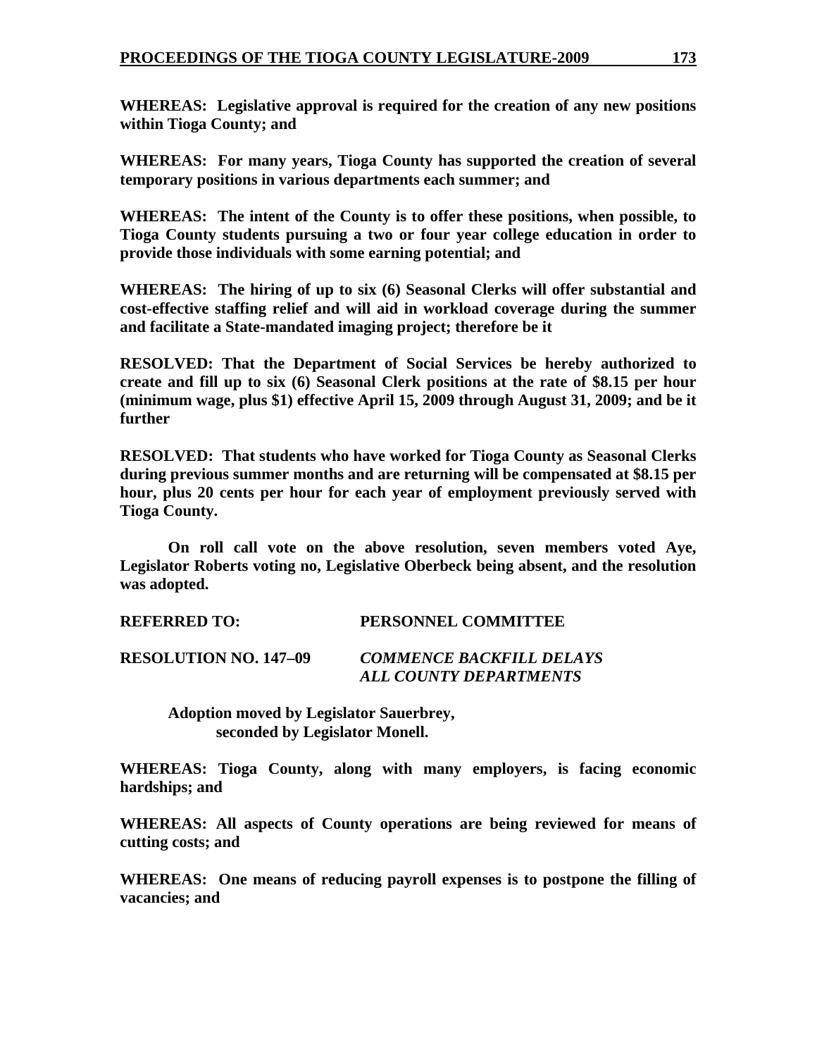**WHEREAS: Legislative approval is required for the creation of any new positions within Tioga County; and**

**WHEREAS: For many years, Tioga County has supported the creation of several temporary positions in various departments each summer; and**

**WHEREAS: The intent of the County is to offer these positions, when possible, to Tioga County students pursuing a two or four year college education in order to provide those individuals with some earning potential; and**

**WHEREAS: The hiring of up to six (6) Seasonal Clerks will offer substantial and cost-effective staffing relief and will aid in workload coverage during the summer and facilitate a State-mandated imaging project; therefore be it**

**RESOLVED: That the Department of Social Services be hereby authorized to create and fill up to six (6) Seasonal Clerk positions at the rate of $8.15 per hour (minimum wage, plus $1) effective April 15, 2009 through August 31, 2009; and be it further**

**RESOLVED: That students who have worked for Tioga County as Seasonal Clerks during previous summer months and are returning will be compensated at $8.15 per hour, plus 20 cents per hour for each year of employment previously served with Tioga County.**

**On roll call vote on the above resolution, seven members voted Aye, Legislator Roberts voting no, Legislative Oberbeck being absent, and the resolution was adopted.**

**REFERRED TO: PERSONNEL COMMITTEE**

**RESOLUTION NO. 147–09** ***COMMENCE BACKFILL DELAYS ALL COUNTY DEPARTMENTS***

**Adoption moved by Legislator Sauerbrey, seconded by Legislator Monell.**

**WHEREAS: Tioga County, along with many employers, is facing economic hardships; and**

**WHEREAS: All aspects of County operations are being reviewed for means of cutting costs; and**

**WHEREAS: One means of reducing payroll expenses is to postpone the filling of vacancies; and**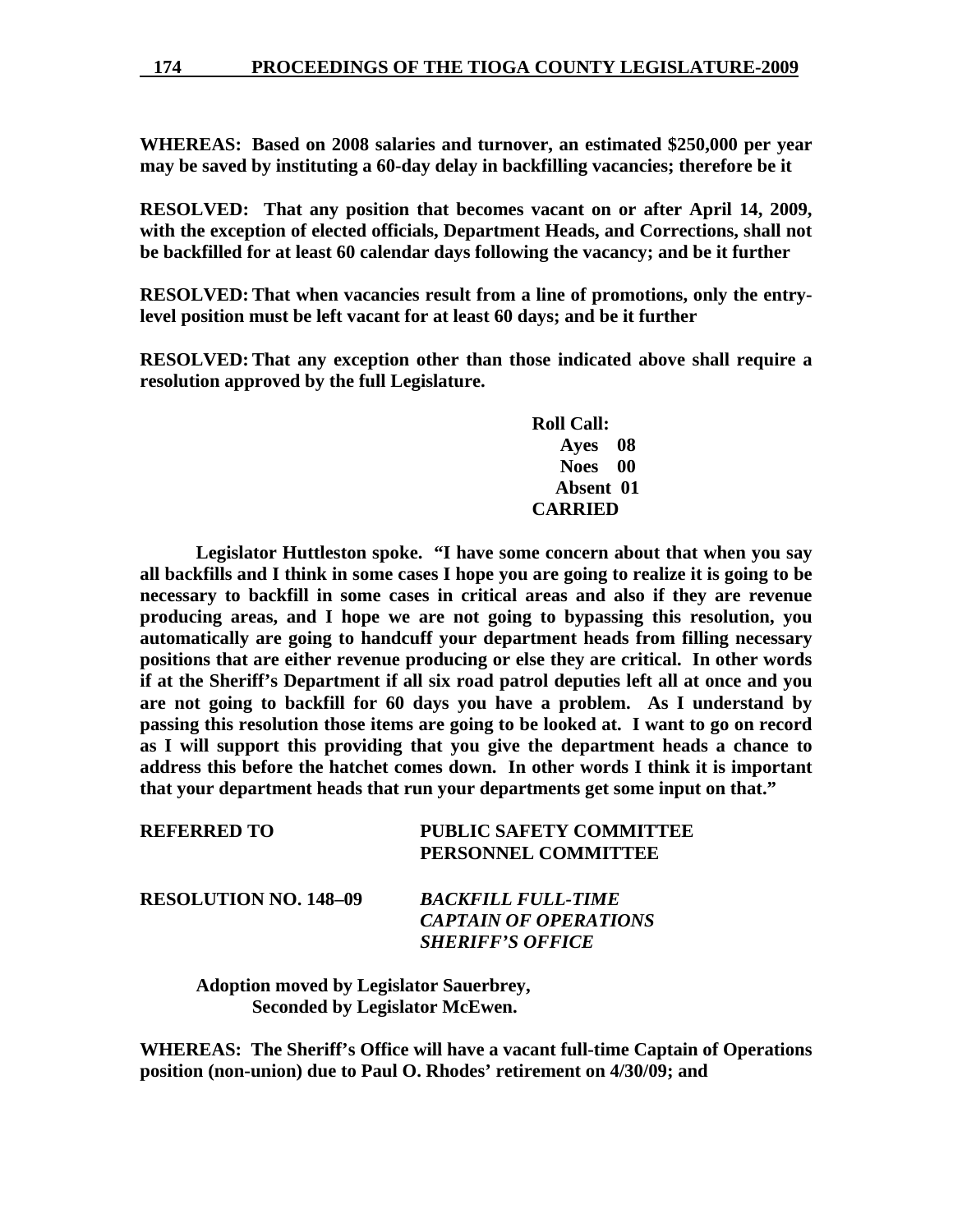**WHEREAS: Based on 2008 salaries and turnover, an estimated $250,000 per year may be saved by instituting a 60-day delay in backfilling vacancies; therefore be it**

**RESOLVED: That any position that becomes vacant on or after April 14, 2009, with the exception of elected officials, Department Heads, and Corrections, shall not be backfilled for at least 60 calendar days following the vacancy; and be it further**

**RESOLVED: That when vacancies result from a line of promotions, only the entry-level position must be left vacant for at least 60 days; and be it further**

**RESOLVED: That any exception other than those indicated above shall require a resolution approved by the full Legislature.**

**Roll Call:**
**Ayes 08**
**Noes 00**
**Absent 01**
**CARRIED**

**Legislator Huttleston spoke. "I have some concern about that when you say all backfills and I think in some cases I hope you are going to realize it is going to be necessary to backfill in some cases in critical areas and also if they are revenue producing areas, and I hope we are not going to bypassing this resolution, you automatically are going to handcuff your department heads from filling necessary positions that are either revenue producing or else they are critical. In other words if at the Sheriff's Department if all six road patrol deputies left all at once and you are not going to backfill for 60 days you have a problem. As I understand by passing this resolution those items are going to be looked at. I want to go on record as I will support this providing that you give the department heads a chance to address this before the hatchet comes down. In other words I think it is important that your department heads that run your departments get some input on that."**

**REFERRED TO** **PUBLIC SAFETY COMMITTEE**
**PERSONNEL COMMITTEE**

**RESOLUTION NO. 148–09** ***BACKFILL FULL-TIME CAPTAIN OF OPERATIONS SHERIFF'S OFFICE***

**Adoption moved by Legislator Sauerbrey,**
**Seconded by Legislator McEwen.**

**WHEREAS: The Sheriff's Office will have a vacant full-time Captain of Operations position (non-union) due to Paul O. Rhodes' retirement on 4/30/09; and**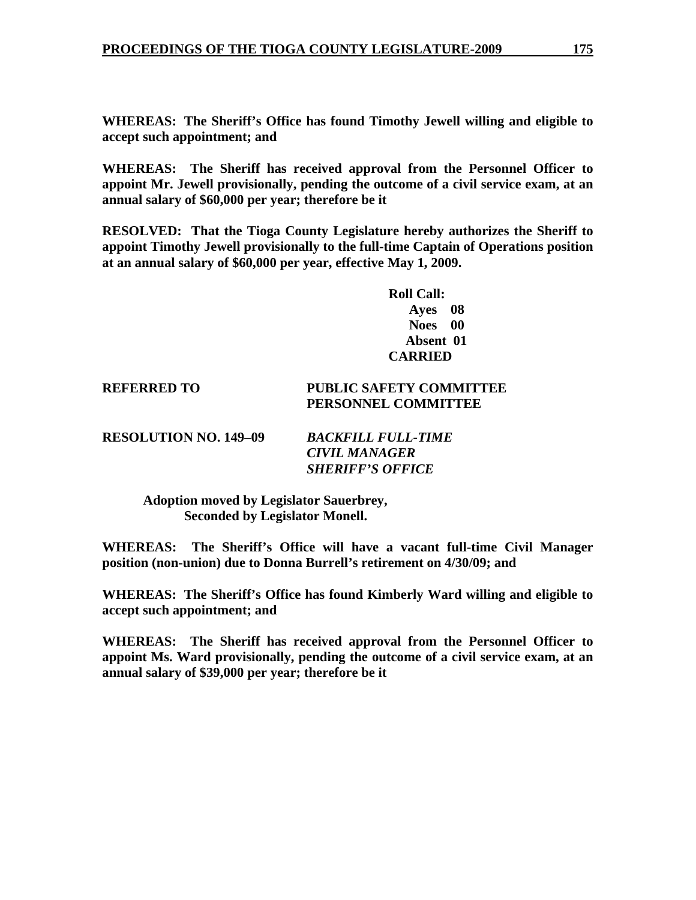**WHEREAS: The Sheriff's Office has found Timothy Jewell willing and eligible to accept such appointment; and**

**WHEREAS: The Sheriff has received approval from the Personnel Officer to appoint Mr. Jewell provisionally, pending the outcome of a civil service exam, at an annual salary of $60,000 per year; therefore be it**

**RESOLVED: That the Tioga County Legislature hereby authorizes the Sheriff to appoint Timothy Jewell provisionally to the full-time Captain of Operations position at an annual salary of $60,000 per year, effective May 1, 2009.**

**Roll Call:**
**Ayes 08**
**Noes 00**
**Absent 01**
**CARRIED**

**REFERRED TO** **PUBLIC SAFETY COMMITTEE**
**PERSONNEL COMMITTEE**

**RESOLUTION NO. 149–09** ***BACKFILL FULL-TIME CIVIL MANAGER SHERIFF'S OFFICE***

**Adoption moved by Legislator Sauerbrey,**
**Seconded by Legislator Monell.**

**WHEREAS: The Sheriff's Office will have a vacant full-time Civil Manager position (non-union) due to Donna Burrell's retirement on 4/30/09; and**

**WHEREAS: The Sheriff's Office has found Kimberly Ward willing and eligible to accept such appointment; and**

**WHEREAS: The Sheriff has received approval from the Personnel Officer to appoint Ms. Ward provisionally, pending the outcome of a civil service exam, at an annual salary of $39,000 per year; therefore be it**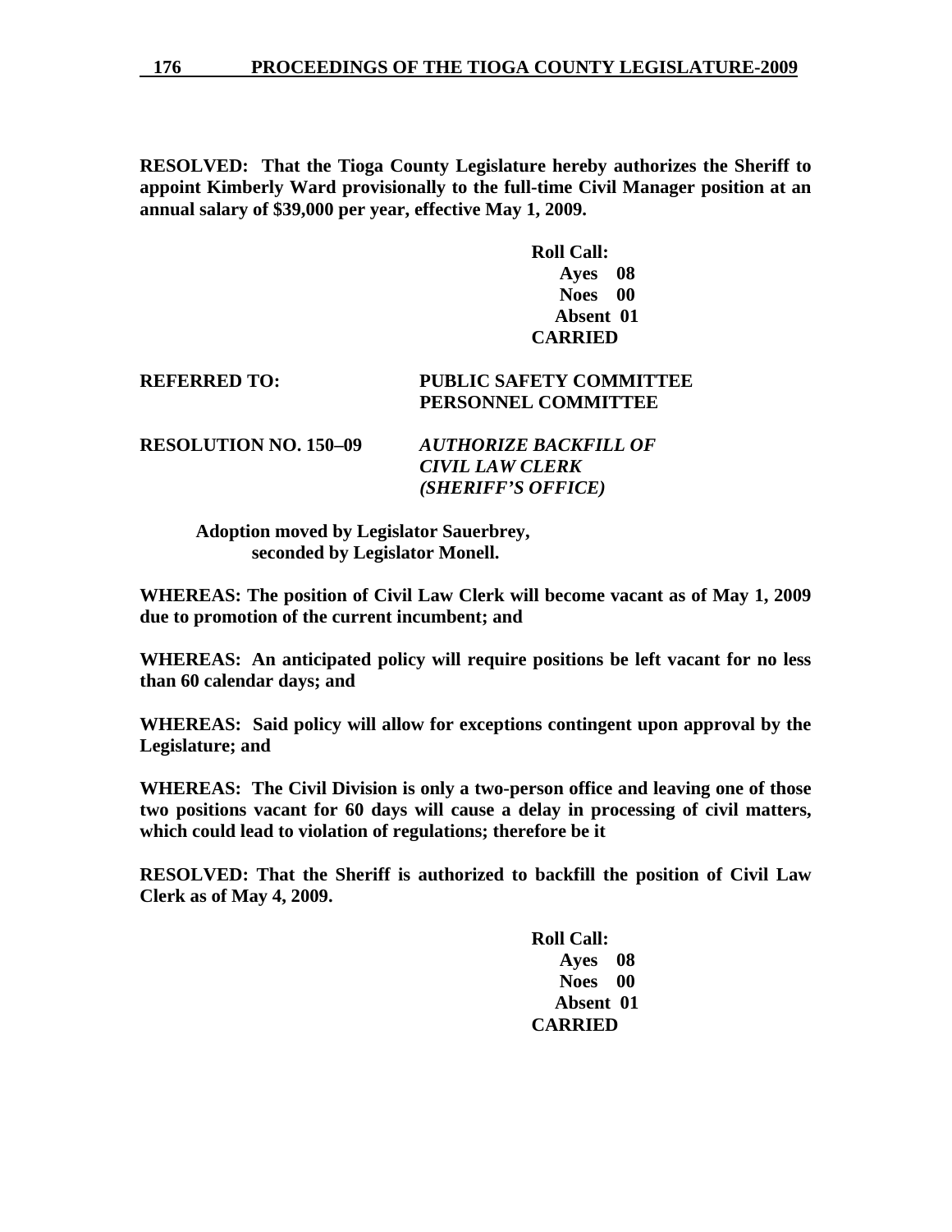**RESOLVED: That the Tioga County Legislature hereby authorizes the Sheriff to appoint Kimberly Ward provisionally to the full-time Civil Manager position at an annual salary of $39,000 per year, effective May 1, 2009.**

**Roll Call:**
**Ayes 08**
**Noes 00**
**Absent 01**
**CARRIED**

**REFERRED TO:** **PUBLIC SAFETY COMMITTEE**
**PERSONNEL COMMITTEE**

**RESOLUTION NO. 150–09** ***AUTHORIZE BACKFILL OF CIVIL LAW CLERK (SHERIFF'S OFFICE)***

**Adoption moved by Legislator Sauerbrey, seconded by Legislator Monell.**

**WHEREAS: The position of Civil Law Clerk will become vacant as of May 1, 2009 due to promotion of the current incumbent; and**

**WHEREAS: An anticipated policy will require positions be left vacant for no less than 60 calendar days; and**

**WHEREAS: Said policy will allow for exceptions contingent upon approval by the Legislature; and**

**WHEREAS: The Civil Division is only a two-person office and leaving one of those two positions vacant for 60 days will cause a delay in processing of civil matters, which could lead to violation of regulations; therefore be it**

**RESOLVED: That the Sheriff is authorized to backfill the position of Civil Law Clerk as of May 4, 2009.**

**Roll Call:**
**Ayes 08**
**Noes 00**
**Absent 01**
**CARRIED**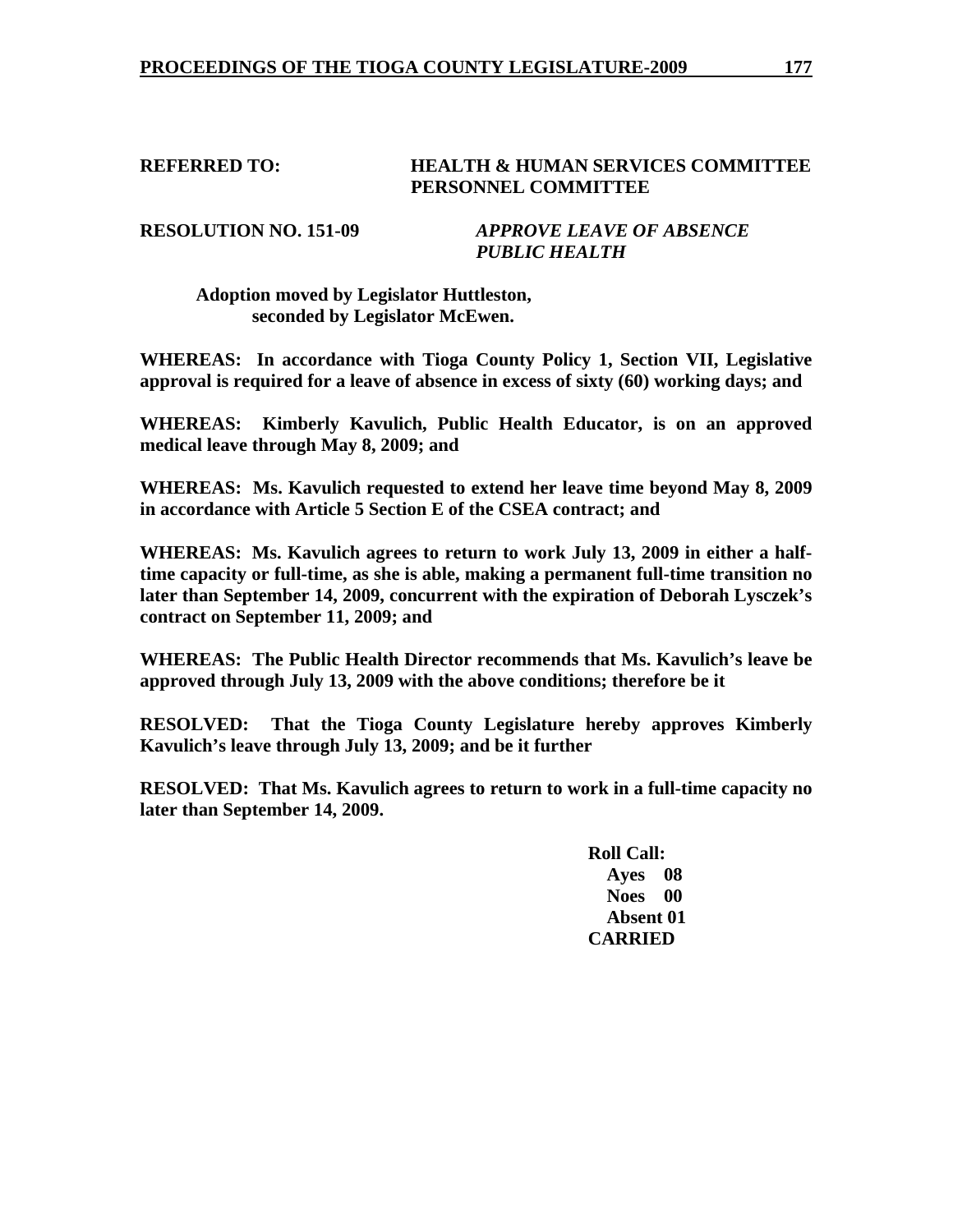**REFERRED TO:** **HEALTH & HUMAN SERVICES COMMITTEE**
**PERSONNEL COMMITTEE**

**RESOLUTION NO. 151-09** ***APPROVE LEAVE OF ABSENCE***
***PUBLIC HEALTH***

**Adoption moved by Legislator Huttleston,**
**seconded by Legislator McEwen.**

**WHEREAS: In accordance with Tioga County Policy 1, Section VII, Legislative approval is required for a leave of absence in excess of sixty (60) working days; and**

**WHEREAS: Kimberly Kavulich, Public Health Educator, is on an approved medical leave through May 8, 2009; and**

**WHEREAS: Ms. Kavulich requested to extend her leave time beyond May 8, 2009 in accordance with Article 5 Section E of the CSEA contract; and**

**WHEREAS: Ms. Kavulich agrees to return to work July 13, 2009 in either a half-time capacity or full-time, as she is able, making a permanent full-time transition no later than September 14, 2009, concurrent with the expiration of Deborah Lysczek's contract on September 11, 2009; and**

**WHEREAS: The Public Health Director recommends that Ms. Kavulich's leave be approved through July 13, 2009 with the above conditions; therefore be it**

**RESOLVED: That the Tioga County Legislature hereby approves Kimberly Kavulich's leave through July 13, 2009; and be it further**

**RESOLVED: That Ms. Kavulich agrees to return to work in a full-time capacity no later than September 14, 2009.**

**Roll Call:**
**Ayes 08**
**Noes 00**
**Absent 01**
**CARRIED**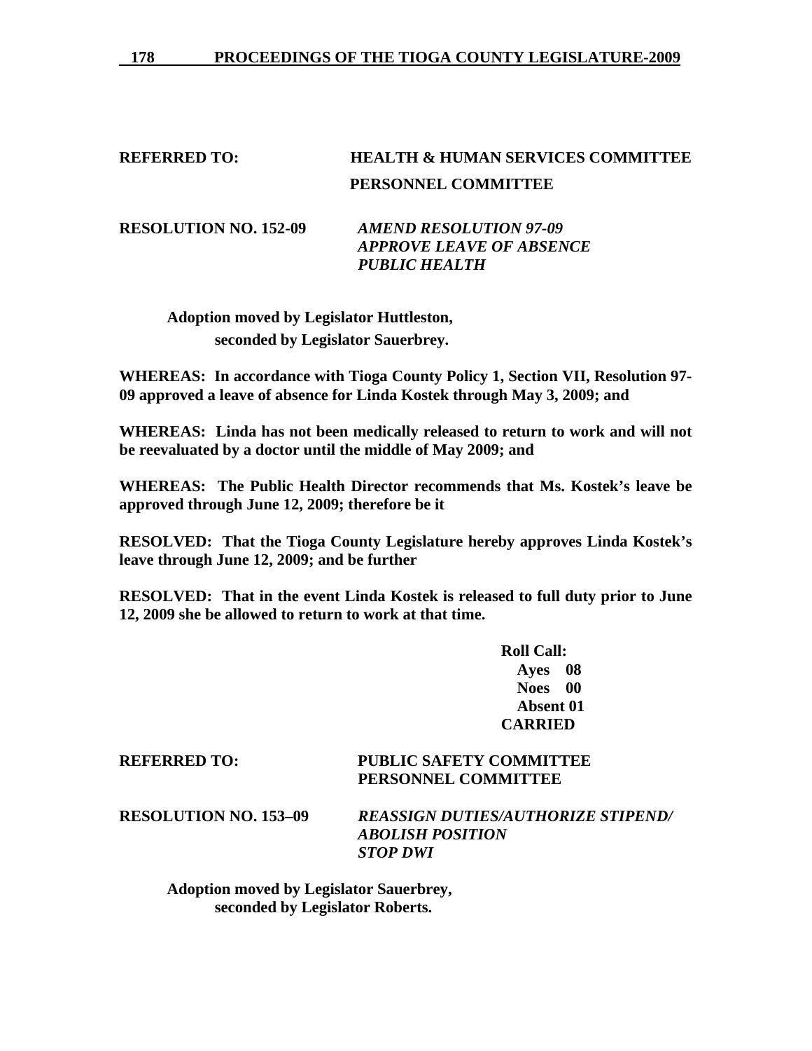**REFERRED TO:** **HEALTH & HUMAN SERVICES COMMITTEE**
**PERSONNEL COMMITTEE**

**RESOLUTION NO. 152-09** ***AMEND RESOLUTION 97-09***
***APPROVE LEAVE OF ABSENCE***
***PUBLIC HEALTH***

**Adoption moved by Legislator Huttleston,**
**seconded by Legislator Sauerbrey.**

**WHEREAS: In accordance with Tioga County Policy 1, Section VII, Resolution 97-09 approved a leave of absence for Linda Kostek through May 3, 2009; and**

**WHEREAS: Linda has not been medically released to return to work and will not be reevaluated by a doctor until the middle of May 2009; and**

**WHEREAS: The Public Health Director recommends that Ms. Kostek's leave be approved through June 12, 2009; therefore be it**

**RESOLVED: That the Tioga County Legislature hereby approves Linda Kostek's leave through June 12, 2009; and be further**

**RESOLVED: That in the event Linda Kostek is released to full duty prior to June 12, 2009 she be allowed to return to work at that time.**

**Roll Call:**
**Ayes 08**
**Noes 00**
**Absent 01**
**CARRIED**

**REFERRED TO:** **PUBLIC SAFETY COMMITTEE**
**PERSONNEL COMMITTEE**

**RESOLUTION NO. 153–09** ***REASSIGN DUTIES/AUTHORIZE STIPEND/***
***ABOLISH POSITION***
***STOP DWI***

**Adoption moved by Legislator Sauerbrey,**
**seconded by Legislator Roberts.**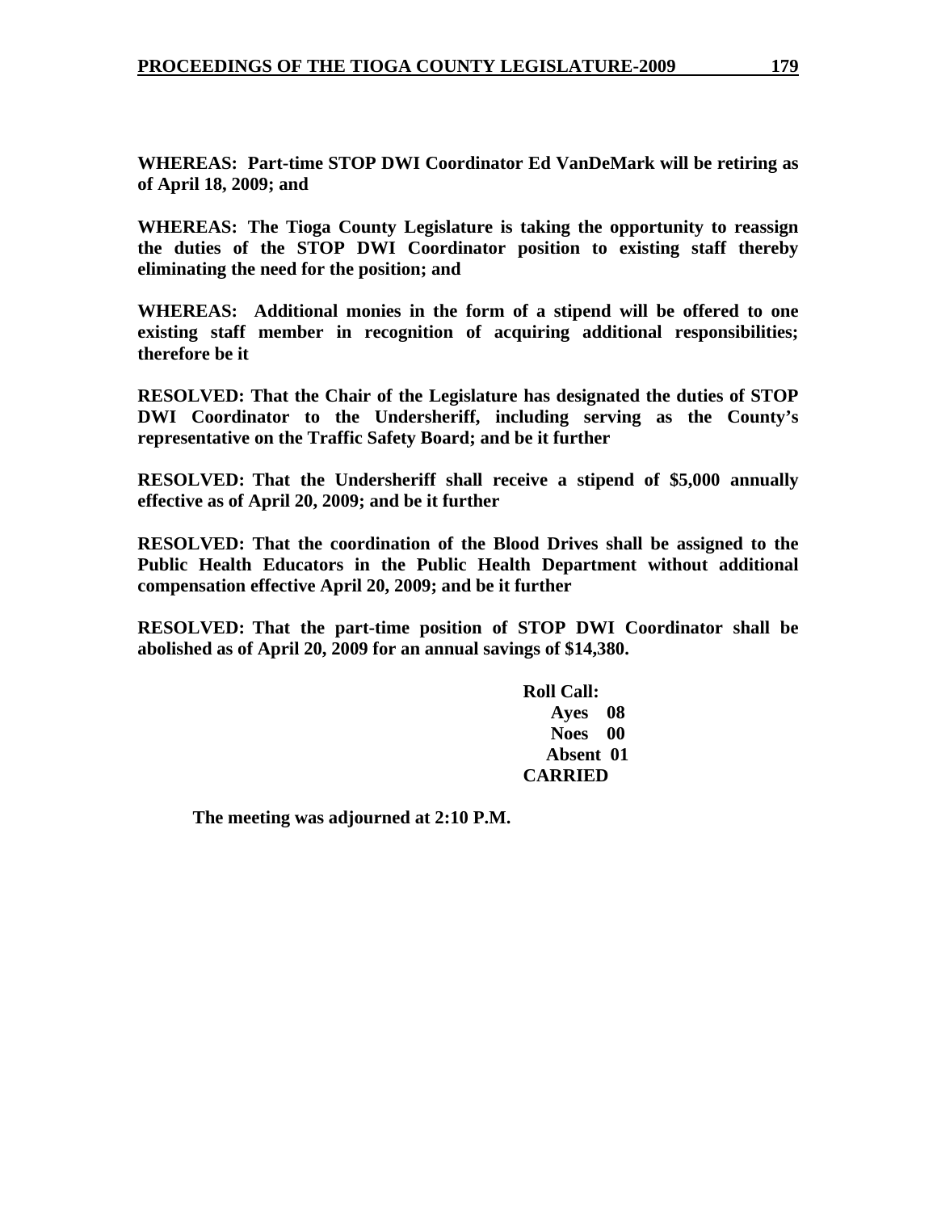**WHEREAS: Part-time STOP DWI Coordinator Ed VanDeMark will be retiring as of April 18, 2009; and**

**WHEREAS: The Tioga County Legislature is taking the opportunity to reassign the duties of the STOP DWI Coordinator position to existing staff thereby eliminating the need for the position; and**

**WHEREAS: Additional monies in the form of a stipend will be offered to one existing staff member in recognition of acquiring additional responsibilities; therefore be it**

**RESOLVED: That the Chair of the Legislature has designated the duties of STOP DWI Coordinator to the Undersheriff, including serving as the County's representative on the Traffic Safety Board; and be it further**

**RESOLVED: That the Undersheriff shall receive a stipend of $5,000 annually effective as of April 20, 2009; and be it further**

**RESOLVED: That the coordination of the Blood Drives shall be assigned to the Public Health Educators in the Public Health Department without additional compensation effective April 20, 2009; and be it further**

**RESOLVED: That the part-time position of STOP DWI Coordinator shall be abolished as of April 20, 2009 for an annual savings of $14,380.**

**Roll Call:**
**Ayes 08**
**Noes 00**
**Absent 01**
**CARRIED**

**The meeting was adjourned at 2:10 P.M.**